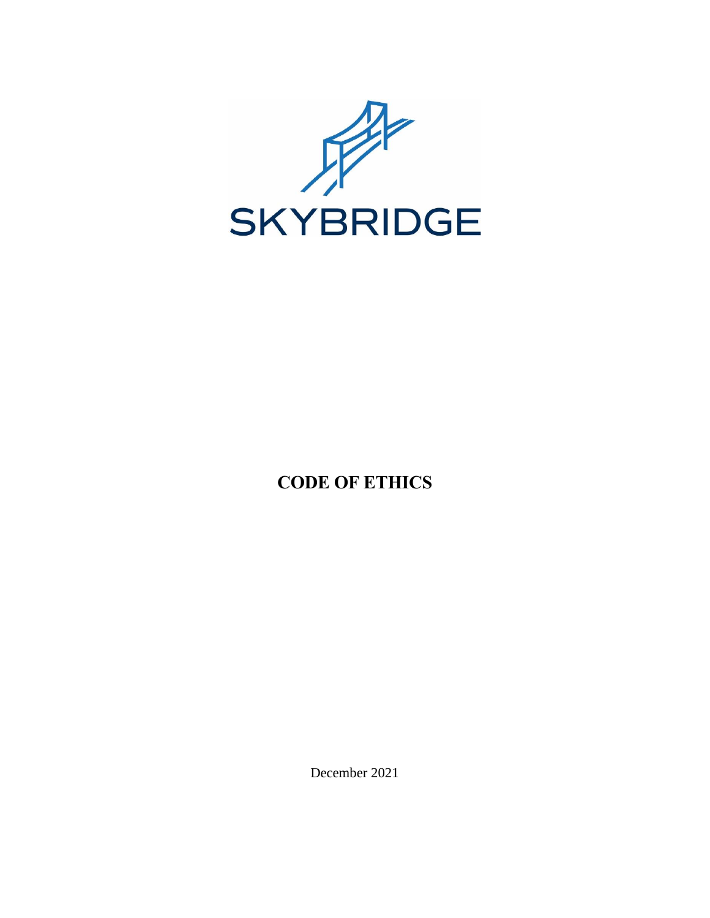SKYBRIDGE

# CODE OF ETHICS

December 2021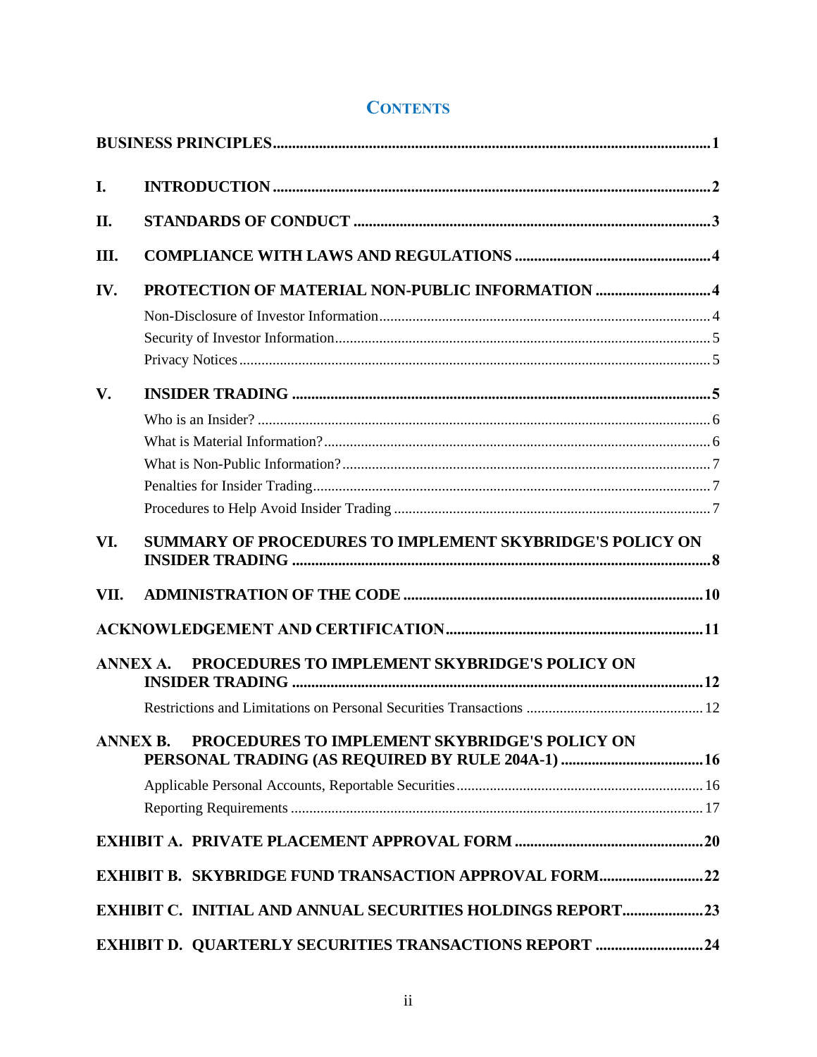# CONTENTS

**BUSINESS PRINCIPLES** .......... **1**

**I. INTRODUCTION** .......... **2**

**II. STANDARDS OF CONDUCT** .......... **3**

**III. COMPLIANCE WITH LAWS AND REGULATIONS** .......... **4**

**IV. PROTECTION OF MATERIAL NON-PUBLIC INFORMATION** .......... **4**

- Non-Disclosure of Investor Information .......... 4
- Security of Investor Information .......... 5
- Privacy Notices .......... 5

**V. INSIDER TRADING** .......... **5**

- Who is an Insider? .......... 6
- What is Material Information? .......... 6
- What is Non-Public Information? .......... 7
- Penalties for Insider Trading .......... 7
- Procedures to Help Avoid Insider Trading .......... 7

**VI. SUMMARY OF PROCEDURES TO IMPLEMENT SKYBRIDGE'S POLICY ON INSIDER TRADING** .......... **8**

**VII. ADMINISTRATION OF THE CODE** .......... **10**

**ACKNOWLEDGEMENT AND CERTIFICATION** .......... **11**

**ANNEX A. PROCEDURES TO IMPLEMENT SKYBRIDGE'S POLICY ON INSIDER TRADING** .......... **12**

- Restrictions and Limitations on Personal Securities Transactions .......... 12

**ANNEX B. PROCEDURES TO IMPLEMENT SKYBRIDGE'S POLICY ON PERSONAL TRADING (AS REQUIRED BY RULE 204A-1)** .......... **16**

- Applicable Personal Accounts, Reportable Securities .......... 16
- Reporting Requirements .......... 17

**EXHIBIT A. PRIVATE PLACEMENT APPROVAL FORM** .......... **20**

**EXHIBIT B. SKYBRIDGE FUND TRANSACTION APPROVAL FORM** .......... **22**

**EXHIBIT C. INITIAL AND ANNUAL SECURITIES HOLDINGS REPORT** .......... **23**

**EXHIBIT D. QUARTERLY SECURITIES TRANSACTIONS REPORT** .......... **24**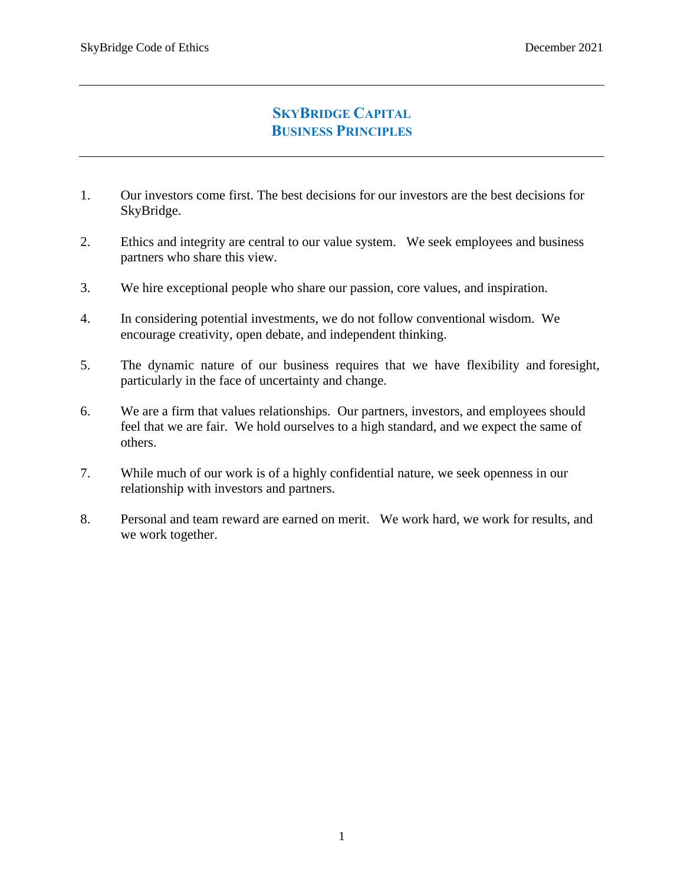# SkyBridge Capital Business Principles

1. Our investors come first. The best decisions for our investors are the best decisions for SkyBridge.

2. Ethics and integrity are central to our value system. We seek employees and business partners who share this view.

3. We hire exceptional people who share our passion, core values, and inspiration.

4. In considering potential investments, we do not follow conventional wisdom. We encourage creativity, open debate, and independent thinking.

5. The dynamic nature of our business requires that we have flexibility and foresight, particularly in the face of uncertainty and change.

6. We are a firm that values relationships. Our partners, investors, and employees should feel that we are fair. We hold ourselves to a high standard, and we expect the same of others.

7. While much of our work is of a highly confidential nature, we seek openness in our relationship with investors and partners.

8. Personal and team reward are earned on merit. We work hard, we work for results, and we work together.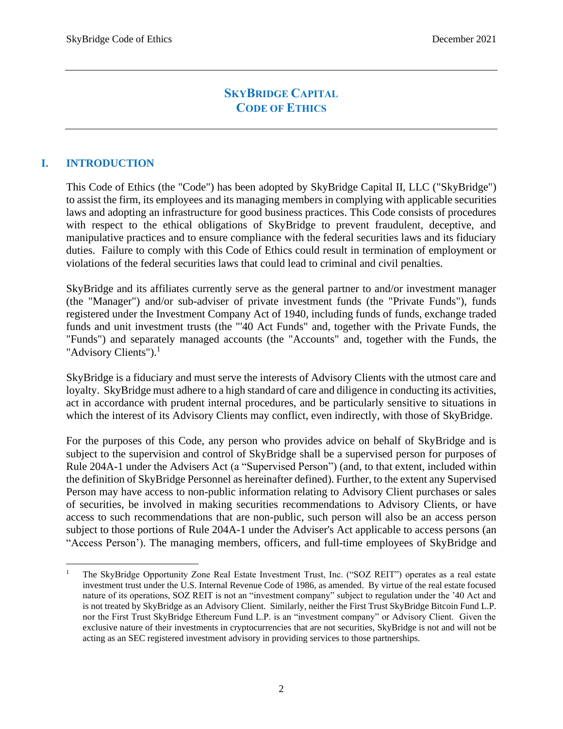# SKYBRIDGE CAPITAL CODE OF ETHICS

## I. INTRODUCTION

This Code of Ethics (the "Code") has been adopted by SkyBridge Capital II, LLC ("SkyBridge") to assist the firm, its employees and its managing members in complying with applicable securities laws and adopting an infrastructure for good business practices. This Code consists of procedures with respect to the ethical obligations of SkyBridge to prevent fraudulent, deceptive, and manipulative practices and to ensure compliance with the federal securities laws and its fiduciary duties. Failure to comply with this Code of Ethics could result in termination of employment or violations of the federal securities laws that could lead to criminal and civil penalties.

SkyBridge and its affiliates currently serve as the general partner to and/or investment manager (the "Manager") and/or sub-adviser of private investment funds (the "Private Funds"), funds registered under the Investment Company Act of 1940, including funds of funds, exchange traded funds and unit investment trusts (the "'40 Act Funds" and, together with the Private Funds, the "Funds") and separately managed accounts (the "Accounts" and, together with the Funds, the "Advisory Clients").[1]

SkyBridge is a fiduciary and must serve the interests of Advisory Clients with the utmost care and loyalty. SkyBridge must adhere to a high standard of care and diligence in conducting its activities, act in accordance with prudent internal procedures, and be particularly sensitive to situations in which the interest of its Advisory Clients may conflict, even indirectly, with those of SkyBridge.

For the purposes of this Code, any person who provides advice on behalf of SkyBridge and is subject to the supervision and control of SkyBridge shall be a supervised person for purposes of Rule 204A-1 under the Advisers Act (a "Supervised Person") (and, to that extent, included within the definition of SkyBridge Personnel as hereinafter defined). Further, to the extent any Supervised Person may have access to non-public information relating to Advisory Client purchases or sales of securities, be involved in making securities recommendations to Advisory Clients, or have access to such recommendations that are non-public, such person will also be an access person subject to those portions of Rule 204A-1 under the Adviser's Act applicable to access persons (an "Access Person'). The managing members, officers, and full-time employees of SkyBridge and

[1] The SkyBridge Opportunity Zone Real Estate Investment Trust, Inc. ("SOZ REIT") operates as a real estate investment trust under the U.S. Internal Revenue Code of 1986, as amended. By virtue of the real estate focused nature of its operations, SOZ REIT is not an "investment company" subject to regulation under the '40 Act and is not treated by SkyBridge as an Advisory Client. Similarly, neither the First Trust SkyBridge Bitcoin Fund L.P. nor the First Trust SkyBridge Ethereum Fund L.P. is an "investment company" or Advisory Client. Given the exclusive nature of their investments in cryptocurrencies that are not securities, SkyBridge is not and will not be acting as an SEC registered investment advisory in providing services to those partnerships.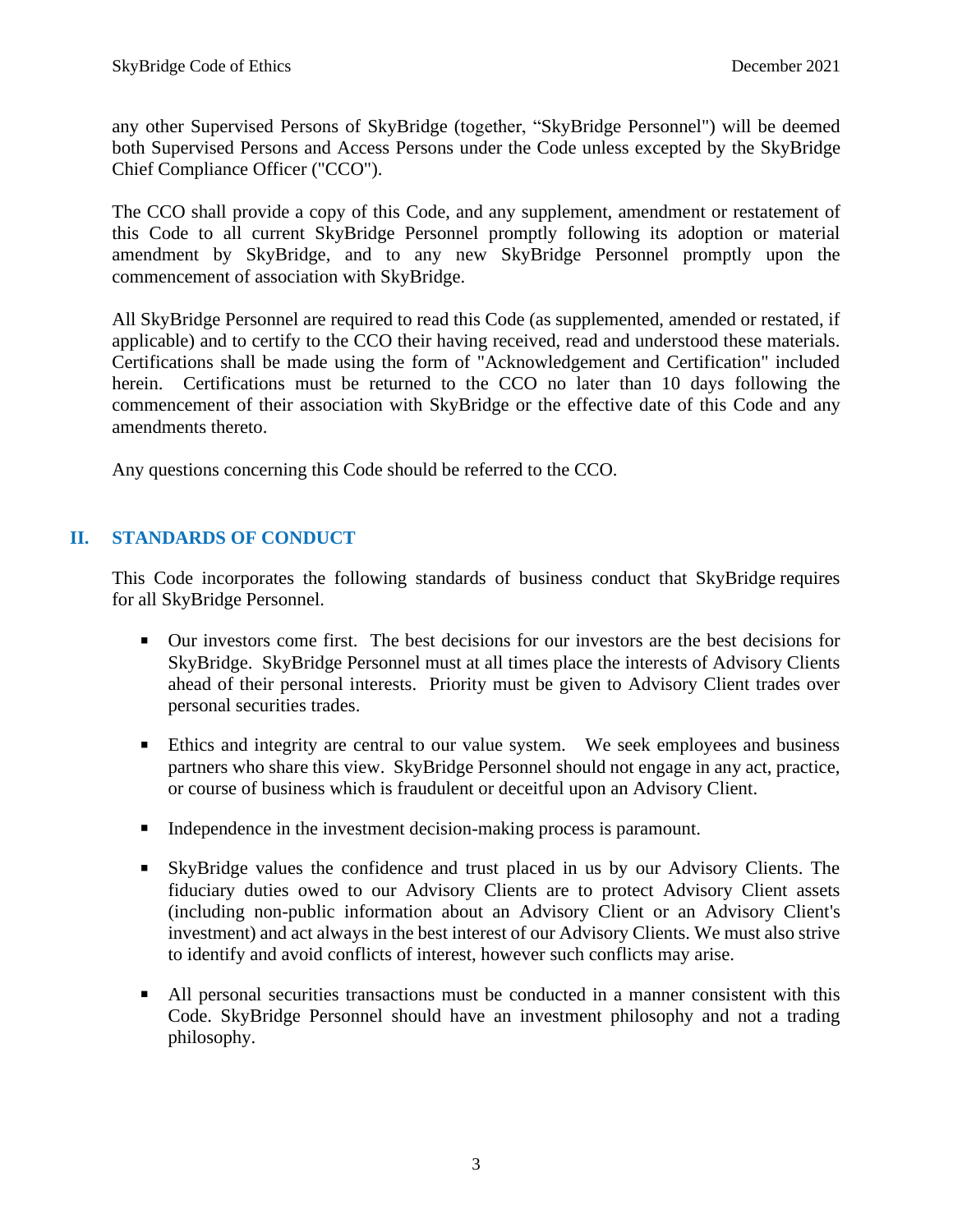any other Supervised Persons of SkyBridge (together, "SkyBridge Personnel") will be deemed both Supervised Persons and Access Persons under the Code unless excepted by the SkyBridge Chief Compliance Officer ("CCO").

The CCO shall provide a copy of this Code, and any supplement, amendment or restatement of this Code to all current SkyBridge Personnel promptly following its adoption or material amendment by SkyBridge, and to any new SkyBridge Personnel promptly upon the commencement of association with SkyBridge.

All SkyBridge Personnel are required to read this Code (as supplemented, amended or restated, if applicable) and to certify to the CCO their having received, read and understood these materials. Certifications shall be made using the form of "Acknowledgement and Certification" included herein. Certifications must be returned to the CCO no later than 10 days following the commencement of their association with SkyBridge or the effective date of this Code and any amendments thereto.

Any questions concerning this Code should be referred to the CCO.

## II. STANDARDS OF CONDUCT

This Code incorporates the following standards of business conduct that SkyBridge requires for all SkyBridge Personnel.

- Our investors come first. The best decisions for our investors are the best decisions for SkyBridge. SkyBridge Personnel must at all times place the interests of Advisory Clients ahead of their personal interests. Priority must be given to Advisory Client trades over personal securities trades.

- Ethics and integrity are central to our value system. We seek employees and business partners who share this view. SkyBridge Personnel should not engage in any act, practice, or course of business which is fraudulent or deceitful upon an Advisory Client.

- Independence in the investment decision-making process is paramount.

- SkyBridge values the confidence and trust placed in us by our Advisory Clients. The fiduciary duties owed to our Advisory Clients are to protect Advisory Client assets (including non-public information about an Advisory Client or an Advisory Client's investment) and act always in the best interest of our Advisory Clients. We must also strive to identify and avoid conflicts of interest, however such conflicts may arise.

- All personal securities transactions must be conducted in a manner consistent with this Code. SkyBridge Personnel should have an investment philosophy and not a trading philosophy.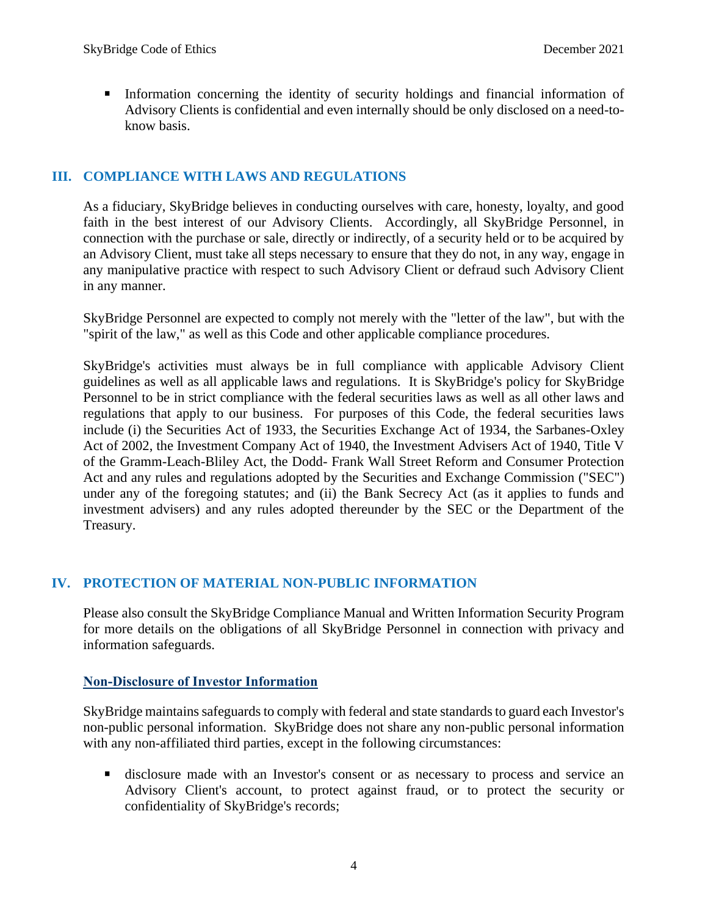- Information concerning the identity of security holdings and financial information of Advisory Clients is confidential and even internally should be only disclosed on a need-to-know basis.

## III. COMPLIANCE WITH LAWS AND REGULATIONS

As a fiduciary, SkyBridge believes in conducting ourselves with care, honesty, loyalty, and good faith in the best interest of our Advisory Clients. Accordingly, all SkyBridge Personnel, in connection with the purchase or sale, directly or indirectly, of a security held or to be acquired by an Advisory Client, must take all steps necessary to ensure that they do not, in any way, engage in any manipulative practice with respect to such Advisory Client or defraud such Advisory Client in any manner.

SkyBridge Personnel are expected to comply not merely with the "letter of the law", but with the "spirit of the law," as well as this Code and other applicable compliance procedures.

SkyBridge's activities must always be in full compliance with applicable Advisory Client guidelines as well as all applicable laws and regulations. It is SkyBridge's policy for SkyBridge Personnel to be in strict compliance with the federal securities laws as well as all other laws and regulations that apply to our business. For purposes of this Code, the federal securities laws include (i) the Securities Act of 1933, the Securities Exchange Act of 1934, the Sarbanes-Oxley Act of 2002, the Investment Company Act of 1940, the Investment Advisers Act of 1940, Title V of the Gramm-Leach-Bliley Act, the Dodd- Frank Wall Street Reform and Consumer Protection Act and any rules and regulations adopted by the Securities and Exchange Commission ("SEC") under any of the foregoing statutes; and (ii) the Bank Secrecy Act (as it applies to funds and investment advisers) and any rules adopted thereunder by the SEC or the Department of the Treasury.

## IV. PROTECTION OF MATERIAL NON-PUBLIC INFORMATION

Please also consult the SkyBridge Compliance Manual and Written Information Security Program for more details on the obligations of all SkyBridge Personnel in connection with privacy and information safeguards.

### Non-Disclosure of Investor Information

SkyBridge maintains safeguards to comply with federal and state standards to guard each Investor's non-public personal information. SkyBridge does not share any non-public personal information with any non-affiliated third parties, except in the following circumstances:

- disclosure made with an Investor's consent or as necessary to process and service an Advisory Client's account, to protect against fraud, or to protect the security or confidentiality of SkyBridge's records;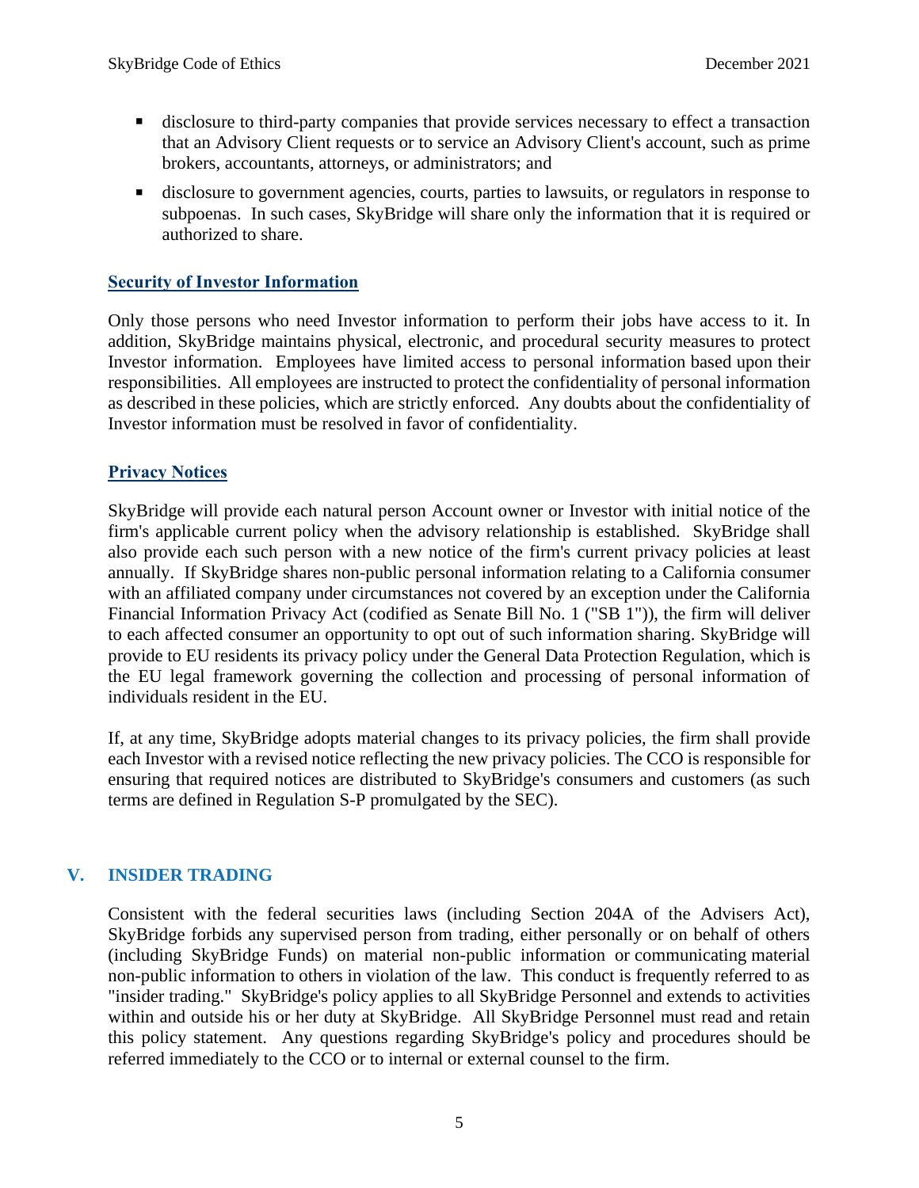- disclosure to third-party companies that provide services necessary to effect a transaction that an Advisory Client requests or to service an Advisory Client's account, such as prime brokers, accountants, attorneys, or administrators; and
- disclosure to government agencies, courts, parties to lawsuits, or regulators in response to subpoenas. In such cases, SkyBridge will share only the information that it is required or authorized to share.

### Security of Investor Information

Only those persons who need Investor information to perform their jobs have access to it. In addition, SkyBridge maintains physical, electronic, and procedural security measures to protect Investor information. Employees have limited access to personal information based upon their responsibilities. All employees are instructed to protect the confidentiality of personal information as described in these policies, which are strictly enforced. Any doubts about the confidentiality of Investor information must be resolved in favor of confidentiality.

### Privacy Notices

SkyBridge will provide each natural person Account owner or Investor with initial notice of the firm's applicable current policy when the advisory relationship is established. SkyBridge shall also provide each such person with a new notice of the firm's current privacy policies at least annually. If SkyBridge shares non-public personal information relating to a California consumer with an affiliated company under circumstances not covered by an exception under the California Financial Information Privacy Act (codified as Senate Bill No. 1 ("SB 1")), the firm will deliver to each affected consumer an opportunity to opt out of such information sharing. SkyBridge will provide to EU residents its privacy policy under the General Data Protection Regulation, which is the EU legal framework governing the collection and processing of personal information of individuals resident in the EU.

If, at any time, SkyBridge adopts material changes to its privacy policies, the firm shall provide each Investor with a revised notice reflecting the new privacy policies. The CCO is responsible for ensuring that required notices are distributed to SkyBridge's consumers and customers (as such terms are defined in Regulation S-P promulgated by the SEC).

## V. INSIDER TRADING

Consistent with the federal securities laws (including Section 204A of the Advisers Act), SkyBridge forbids any supervised person from trading, either personally or on behalf of others (including SkyBridge Funds) on material non-public information or communicating material non-public information to others in violation of the law. This conduct is frequently referred to as "insider trading." SkyBridge's policy applies to all SkyBridge Personnel and extends to activities within and outside his or her duty at SkyBridge. All SkyBridge Personnel must read and retain this policy statement. Any questions regarding SkyBridge's policy and procedures should be referred immediately to the CCO or to internal or external counsel to the firm.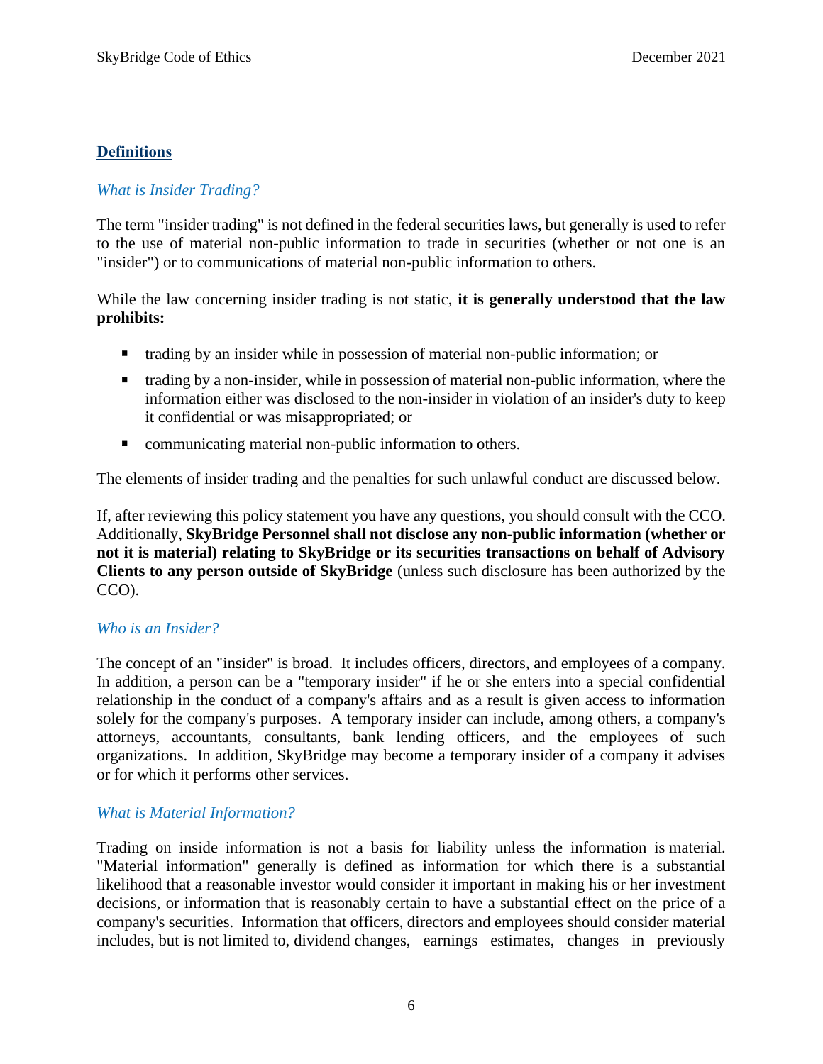## Definitions

### *What is Insider Trading?*

The term "insider trading" is not defined in the federal securities laws, but generally is used to refer to the use of material non-public information to trade in securities (whether or not one is an "insider") or to communications of material non-public information to others.

While the law concerning insider trading is not static, **it is generally understood that the law prohibits:**

- trading by an insider while in possession of material non-public information; or
- trading by a non-insider, while in possession of material non-public information, where the information either was disclosed to the non-insider in violation of an insider's duty to keep it confidential or was misappropriated; or
- communicating material non-public information to others.

The elements of insider trading and the penalties for such unlawful conduct are discussed below.

If, after reviewing this policy statement you have any questions, you should consult with the CCO. Additionally, **SkyBridge Personnel shall not disclose any non-public information (whether or not it is material) relating to SkyBridge or its securities transactions on behalf of Advisory Clients to any person outside of SkyBridge** (unless such disclosure has been authorized by the CCO).

### *Who is an Insider?*

The concept of an "insider" is broad. It includes officers, directors, and employees of a company. In addition, a person can be a "temporary insider" if he or she enters into a special confidential relationship in the conduct of a company's affairs and as a result is given access to information solely for the company's purposes. A temporary insider can include, among others, a company's attorneys, accountants, consultants, bank lending officers, and the employees of such organizations. In addition, SkyBridge may become a temporary insider of a company it advises or for which it performs other services.

### *What is Material Information?*

Trading on inside information is not a basis for liability unless the information is material. "Material information" generally is defined as information for which there is a substantial likelihood that a reasonable investor would consider it important in making his or her investment decisions, or information that is reasonably certain to have a substantial effect on the price of a company's securities. Information that officers, directors and employees should consider material includes, but is not limited to, dividend changes, earnings estimates, changes in previously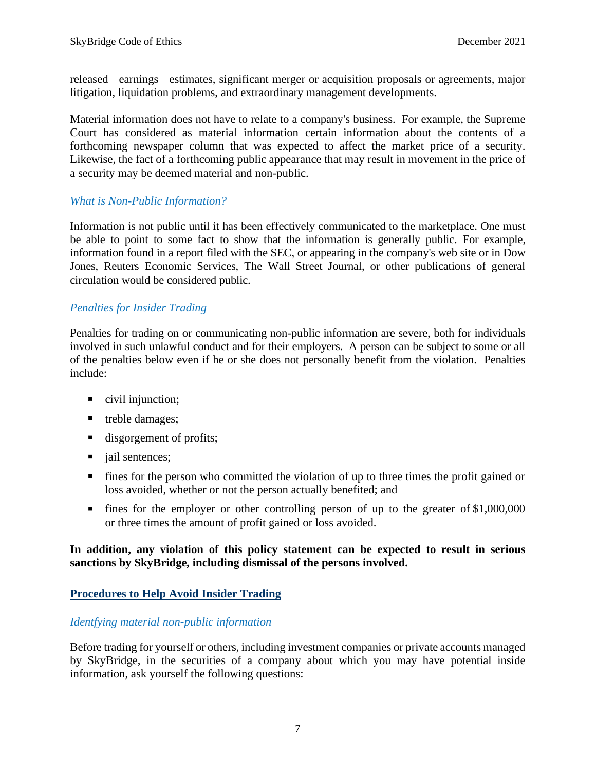released earnings estimates, significant merger or acquisition proposals or agreements, major litigation, liquidation problems, and extraordinary management developments.

Material information does not have to relate to a company's business. For example, the Supreme Court has considered as material information certain information about the contents of a forthcoming newspaper column that was expected to affect the market price of a security. Likewise, the fact of a forthcoming public appearance that may result in movement in the price of a security may be deemed material and non-public.

### *What is Non-Public Information?*

Information is not public until it has been effectively communicated to the marketplace. One must be able to point to some fact to show that the information is generally public. For example, information found in a report filed with the SEC, or appearing in the company's web site or in Dow Jones, Reuters Economic Services, The Wall Street Journal, or other publications of general circulation would be considered public.

### *Penalties for Insider Trading*

Penalties for trading on or communicating non-public information are severe, both for individuals involved in such unlawful conduct and for their employers. A person can be subject to some or all of the penalties below even if he or she does not personally benefit from the violation. Penalties include:

- civil injunction;
- treble damages;
- disgorgement of profits;
- jail sentences;
- fines for the person who committed the violation of up to three times the profit gained or loss avoided, whether or not the person actually benefited; and
- fines for the employer or other controlling person of up to the greater of $1,000,000 or three times the amount of profit gained or loss avoided.

**In addition, any violation of this policy statement can be expected to result in serious sanctions by SkyBridge, including dismissal of the persons involved.**

## **Procedures to Help Avoid Insider Trading**

### *Identfying material non-public information*

Before trading for yourself or others, including investment companies or private accounts managed by SkyBridge, in the securities of a company about which you may have potential inside information, ask yourself the following questions: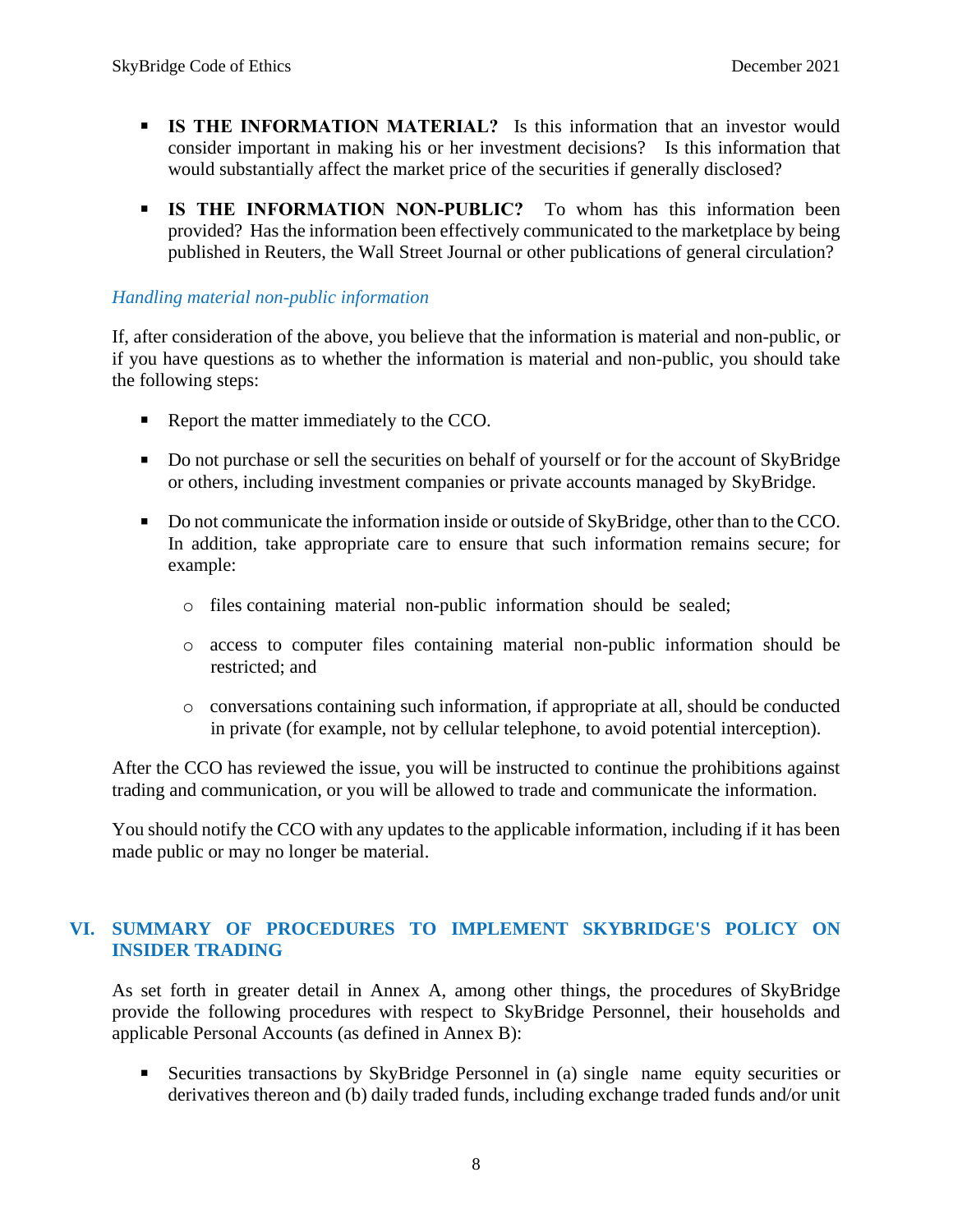- **IS THE INFORMATION MATERIAL?** Is this information that an investor would consider important in making his or her investment decisions? Is this information that would substantially affect the market price of the securities if generally disclosed?

- **IS THE INFORMATION NON-PUBLIC?** To whom has this information been provided? Has the information been effectively communicated to the marketplace by being published in Reuters, the Wall Street Journal or other publications of general circulation?

*Handling material non-public information*

If, after consideration of the above, you believe that the information is material and non-public, or if you have questions as to whether the information is material and non-public, you should take the following steps:

- Report the matter immediately to the CCO.

- Do not purchase or sell the securities on behalf of yourself or for the account of SkyBridge or others, including investment companies or private accounts managed by SkyBridge.

- Do not communicate the information inside or outside of SkyBridge, other than to the CCO. In addition, take appropriate care to ensure that such information remains secure; for example:

  - files containing material non-public information should be sealed;

  - access to computer files containing material non-public information should be restricted; and

  - conversations containing such information, if appropriate at all, should be conducted in private (for example, not by cellular telephone, to avoid potential interception).

After the CCO has reviewed the issue, you will be instructed to continue the prohibitions against trading and communication, or you will be allowed to trade and communicate the information.

You should notify the CCO with any updates to the applicable information, including if it has been made public or may no longer be material.

## VI. SUMMARY OF PROCEDURES TO IMPLEMENT SKYBRIDGE'S POLICY ON INSIDER TRADING

As set forth in greater detail in Annex A, among other things, the procedures of SkyBridge provide the following procedures with respect to SkyBridge Personnel, their households and applicable Personal Accounts (as defined in Annex B):

- Securities transactions by SkyBridge Personnel in (a) single name equity securities or derivatives thereon and (b) daily traded funds, including exchange traded funds and/or unit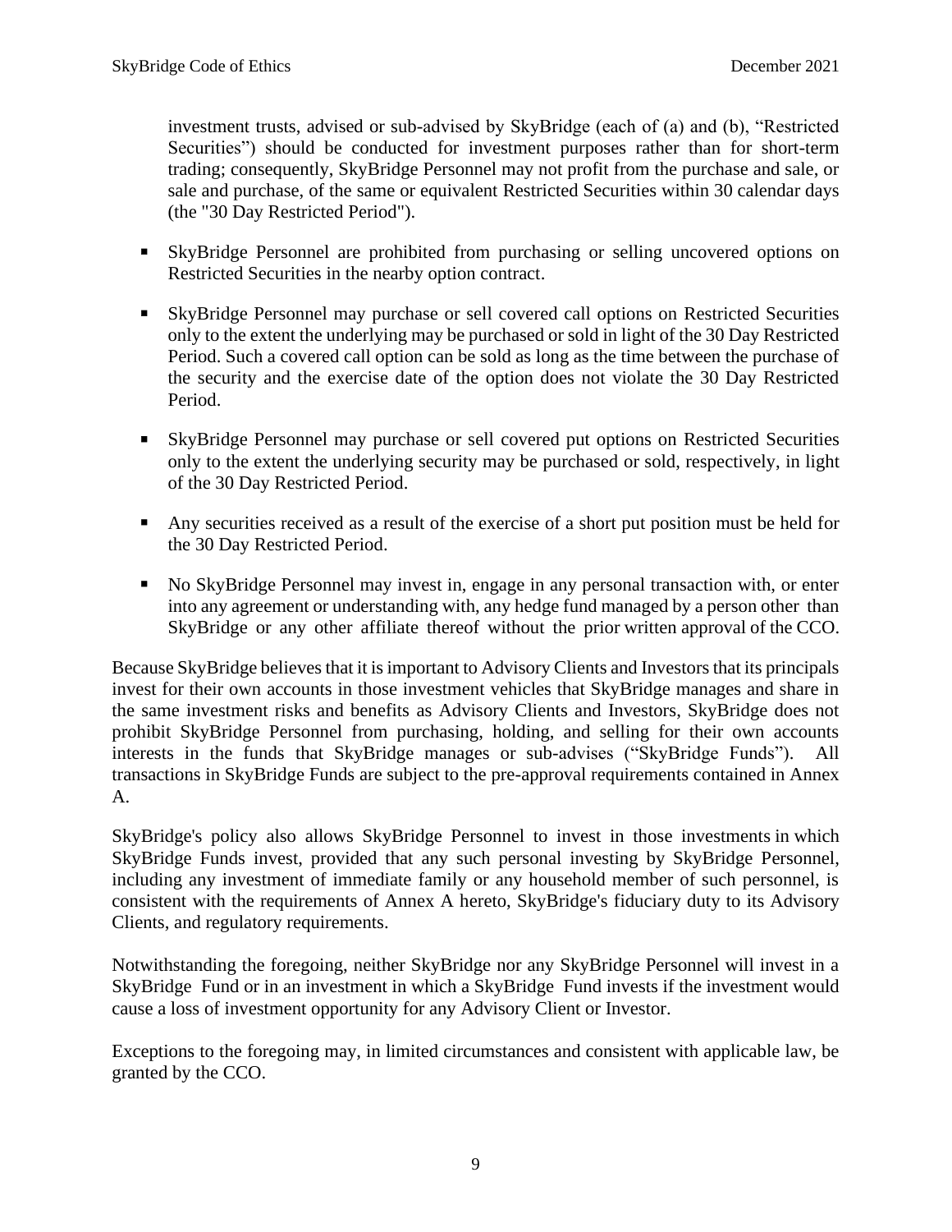investment trusts, advised or sub-advised by SkyBridge (each of (a) and (b), "Restricted Securities") should be conducted for investment purposes rather than for short-term trading; consequently, SkyBridge Personnel may not profit from the purchase and sale, or sale and purchase, of the same or equivalent Restricted Securities within 30 calendar days (the "30 Day Restricted Period").

- SkyBridge Personnel are prohibited from purchasing or selling uncovered options on Restricted Securities in the nearby option contract.

- SkyBridge Personnel may purchase or sell covered call options on Restricted Securities only to the extent the underlying may be purchased or sold in light of the 30 Day Restricted Period. Such a covered call option can be sold as long as the time between the purchase of the security and the exercise date of the option does not violate the 30 Day Restricted Period.

- SkyBridge Personnel may purchase or sell covered put options on Restricted Securities only to the extent the underlying security may be purchased or sold, respectively, in light of the 30 Day Restricted Period.

- Any securities received as a result of the exercise of a short put position must be held for the 30 Day Restricted Period.

- No SkyBridge Personnel may invest in, engage in any personal transaction with, or enter into any agreement or understanding with, any hedge fund managed by a person other than SkyBridge or any other affiliate thereof without the prior written approval of the CCO.

Because SkyBridge believes that it is important to Advisory Clients and Investors that its principals invest for their own accounts in those investment vehicles that SkyBridge manages and share in the same investment risks and benefits as Advisory Clients and Investors, SkyBridge does not prohibit SkyBridge Personnel from purchasing, holding, and selling for their own accounts interests in the funds that SkyBridge manages or sub-advises ("SkyBridge Funds"). All transactions in SkyBridge Funds are subject to the pre-approval requirements contained in Annex A.

SkyBridge's policy also allows SkyBridge Personnel to invest in those investments in which SkyBridge Funds invest, provided that any such personal investing by SkyBridge Personnel, including any investment of immediate family or any household member of such personnel, is consistent with the requirements of Annex A hereto, SkyBridge's fiduciary duty to its Advisory Clients, and regulatory requirements.

Notwithstanding the foregoing, neither SkyBridge nor any SkyBridge Personnel will invest in a SkyBridge Fund or in an investment in which a SkyBridge Fund invests if the investment would cause a loss of investment opportunity for any Advisory Client or Investor.

Exceptions to the foregoing may, in limited circumstances and consistent with applicable law, be granted by the CCO.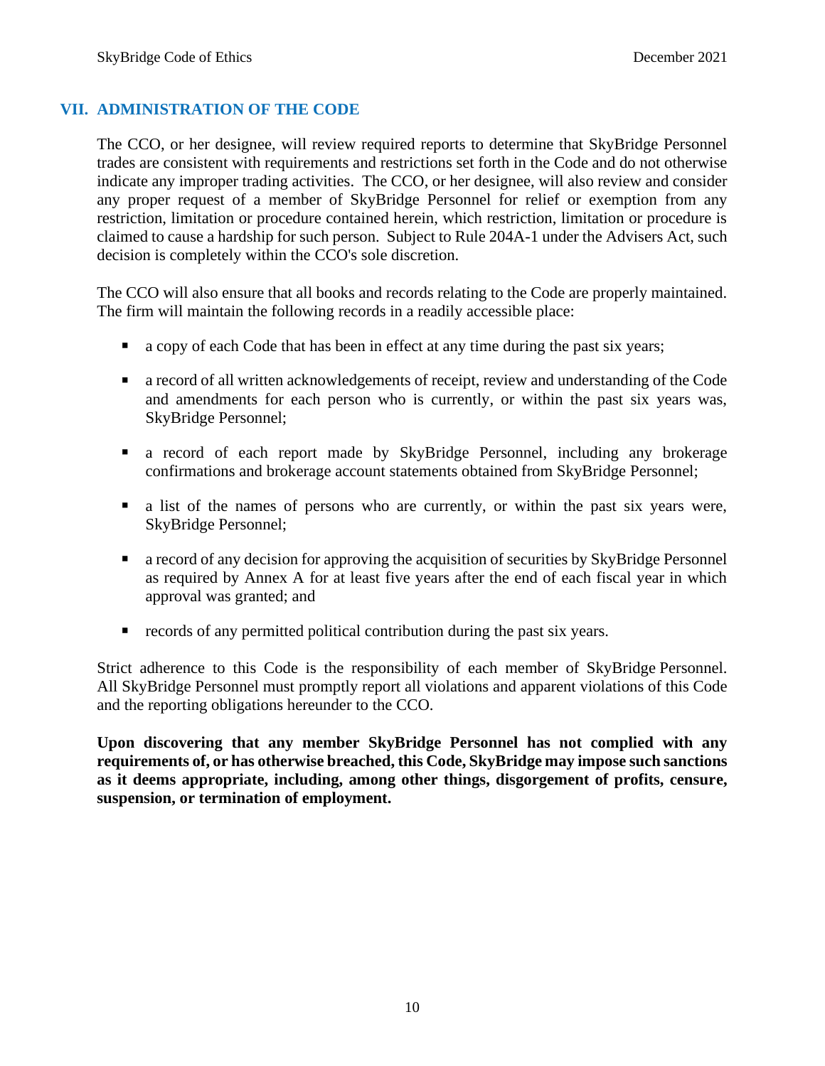## VII. ADMINISTRATION OF THE CODE

The CCO, or her designee, will review required reports to determine that SkyBridge Personnel trades are consistent with requirements and restrictions set forth in the Code and do not otherwise indicate any improper trading activities. The CCO, or her designee, will also review and consider any proper request of a member of SkyBridge Personnel for relief or exemption from any restriction, limitation or procedure contained herein, which restriction, limitation or procedure is claimed to cause a hardship for such person. Subject to Rule 204A-1 under the Advisers Act, such decision is completely within the CCO's sole discretion.

The CCO will also ensure that all books and records relating to the Code are properly maintained. The firm will maintain the following records in a readily accessible place:

- a copy of each Code that has been in effect at any time during the past six years;
- a record of all written acknowledgements of receipt, review and understanding of the Code and amendments for each person who is currently, or within the past six years was, SkyBridge Personnel;
- a record of each report made by SkyBridge Personnel, including any brokerage confirmations and brokerage account statements obtained from SkyBridge Personnel;
- a list of the names of persons who are currently, or within the past six years were, SkyBridge Personnel;
- a record of any decision for approving the acquisition of securities by SkyBridge Personnel as required by Annex A for at least five years after the end of each fiscal year in which approval was granted; and
- records of any permitted political contribution during the past six years.

Strict adherence to this Code is the responsibility of each member of SkyBridge Personnel. All SkyBridge Personnel must promptly report all violations and apparent violations of this Code and the reporting obligations hereunder to the CCO.

**Upon discovering that any member SkyBridge Personnel has not complied with any requirements of, or has otherwise breached, this Code, SkyBridge may impose such sanctions as it deems appropriate, including, among other things, disgorgement of profits, censure, suspension, or termination of employment.**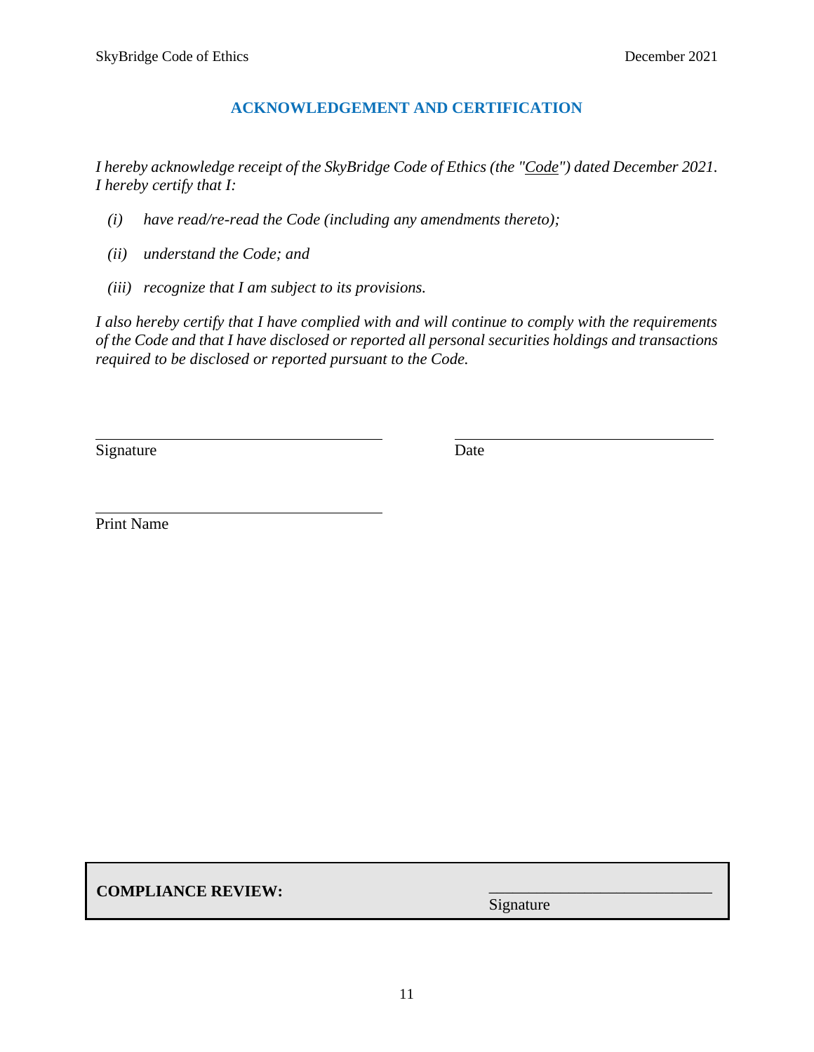## ACKNOWLEDGEMENT AND CERTIFICATION

*I hereby acknowledge receipt of the SkyBridge Code of Ethics (the "Code") dated December 2021. I hereby certify that I:*

*(i) have read/re-read the Code (including any amendments thereto);*

*(ii) understand the Code; and*

*(iii) recognize that I am subject to its provisions.*

*I also hereby certify that I have complied with and will continue to comply with the requirements of the Code and that I have disclosed or reported all personal securities holdings and transactions required to be disclosed or reported pursuant to the Code.*

\_\_\_\_\_\_\_\_\_\_\_\_\_\_\_\_\_\_\_\_\_\_\_\_\_\_\_\_\_\_\_\_
Signature

\_\_\_\_\_\_\_\_\_\_\_\_\_\_\_\_\_\_\_\_\_\_\_\_\_\_\_\_\_\_\_\_
Date

\_\_\_\_\_\_\_\_\_\_\_\_\_\_\_\_\_\_\_\_\_\_\_\_\_\_\_\_\_\_\_\_
Print Name

**COMPLIANCE REVIEW:**

\_\_\_\_\_\_\_\_\_\_\_\_\_\_\_\_\_\_\_\_\_\_\_\_\_\_\_\_\_\_\_\_
Signature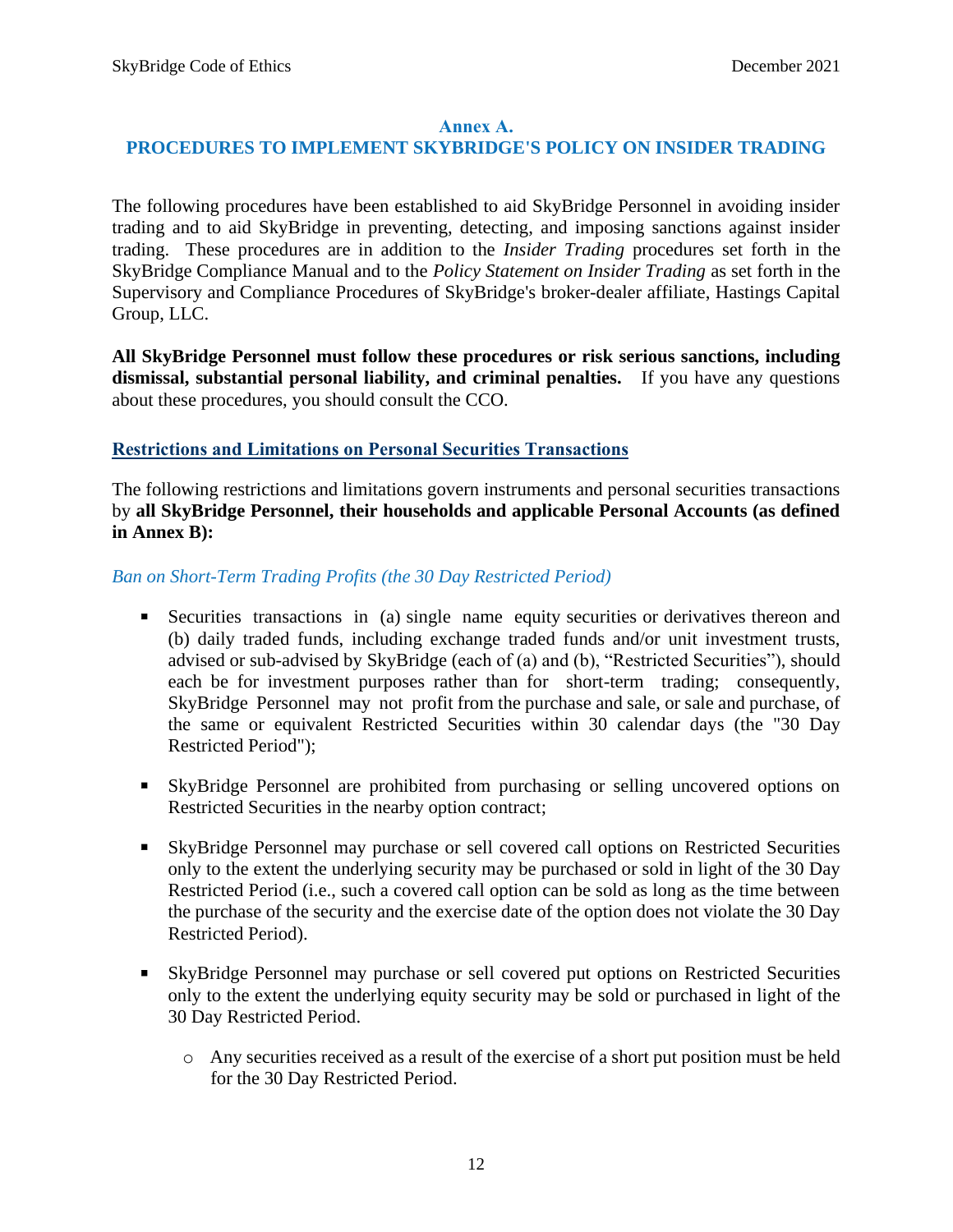## Annex A.
## PROCEDURES TO IMPLEMENT SKYBRIDGE'S POLICY ON INSIDER TRADING

The following procedures have been established to aid SkyBridge Personnel in avoiding insider trading and to aid SkyBridge in preventing, detecting, and imposing sanctions against insider trading. These procedures are in addition to the *Insider Trading* procedures set forth in the SkyBridge Compliance Manual and to the *Policy Statement on Insider Trading* as set forth in the Supervisory and Compliance Procedures of SkyBridge's broker-dealer affiliate, Hastings Capital Group, LLC.

**All SkyBridge Personnel must follow these procedures or risk serious sanctions, including dismissal, substantial personal liability, and criminal penalties.** If you have any questions about these procedures, you should consult the CCO.

### Restrictions and Limitations on Personal Securities Transactions

The following restrictions and limitations govern instruments and personal securities transactions by **all SkyBridge Personnel, their households and applicable Personal Accounts (as defined in Annex B):**

*Ban on Short-Term Trading Profits (the 30 Day Restricted Period)*

- Securities transactions in (a) single name equity securities or derivatives thereon and (b) daily traded funds, including exchange traded funds and/or unit investment trusts, advised or sub-advised by SkyBridge (each of (a) and (b), "Restricted Securities"), should each be for investment purposes rather than for short-term trading; consequently, SkyBridge Personnel may not profit from the purchase and sale, or sale and purchase, of the same or equivalent Restricted Securities within 30 calendar days (the "30 Day Restricted Period");

- SkyBridge Personnel are prohibited from purchasing or selling uncovered options on Restricted Securities in the nearby option contract;

- SkyBridge Personnel may purchase or sell covered call options on Restricted Securities only to the extent the underlying security may be purchased or sold in light of the 30 Day Restricted Period (i.e., such a covered call option can be sold as long as the time between the purchase of the security and the exercise date of the option does not violate the 30 Day Restricted Period).

- SkyBridge Personnel may purchase or sell covered put options on Restricted Securities only to the extent the underlying equity security may be sold or purchased in light of the 30 Day Restricted Period.
  - Any securities received as a result of the exercise of a short put position must be held for the 30 Day Restricted Period.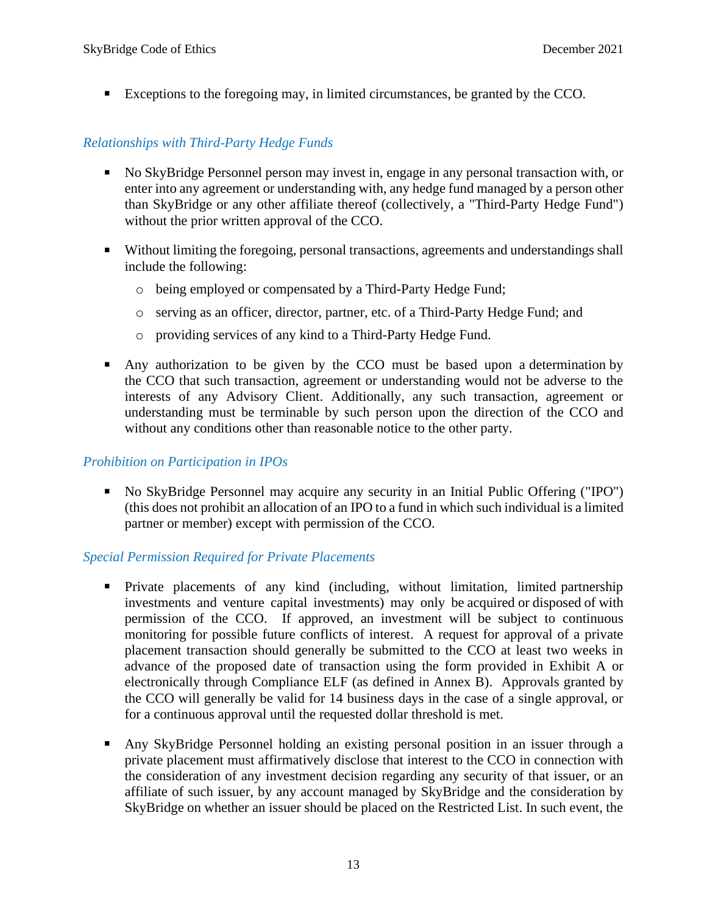- Exceptions to the foregoing may, in limited circumstances, be granted by the CCO.

*Relationships with Third-Party Hedge Funds*

- No SkyBridge Personnel person may invest in, engage in any personal transaction with, or enter into any agreement or understanding with, any hedge fund managed by a person other than SkyBridge or any other affiliate thereof (collectively, a "Third-Party Hedge Fund") without the prior written approval of the CCO.

- Without limiting the foregoing, personal transactions, agreements and understandings shall include the following:
  - being employed or compensated by a Third-Party Hedge Fund;
  - serving as an officer, director, partner, etc. of a Third-Party Hedge Fund; and
  - providing services of any kind to a Third-Party Hedge Fund.

- Any authorization to be given by the CCO must be based upon a determination by the CCO that such transaction, agreement or understanding would not be adverse to the interests of any Advisory Client. Additionally, any such transaction, agreement or understanding must be terminable by such person upon the direction of the CCO and without any conditions other than reasonable notice to the other party.

*Prohibition on Participation in IPOs*

- No SkyBridge Personnel may acquire any security in an Initial Public Offering ("IPO") (this does not prohibit an allocation of an IPO to a fund in which such individual is a limited partner or member) except with permission of the CCO.

*Special Permission Required for Private Placements*

- Private placements of any kind (including, without limitation, limited partnership investments and venture capital investments) may only be acquired or disposed of with permission of the CCO. If approved, an investment will be subject to continuous monitoring for possible future conflicts of interest. A request for approval of a private placement transaction should generally be submitted to the CCO at least two weeks in advance of the proposed date of transaction using the form provided in Exhibit A or electronically through Compliance ELF (as defined in Annex B). Approvals granted by the CCO will generally be valid for 14 business days in the case of a single approval, or for a continuous approval until the requested dollar threshold is met.

- Any SkyBridge Personnel holding an existing personal position in an issuer through a private placement must affirmatively disclose that interest to the CCO in connection with the consideration of any investment decision regarding any security of that issuer, or an affiliate of such issuer, by any account managed by SkyBridge and the consideration by SkyBridge on whether an issuer should be placed on the Restricted List. In such event, the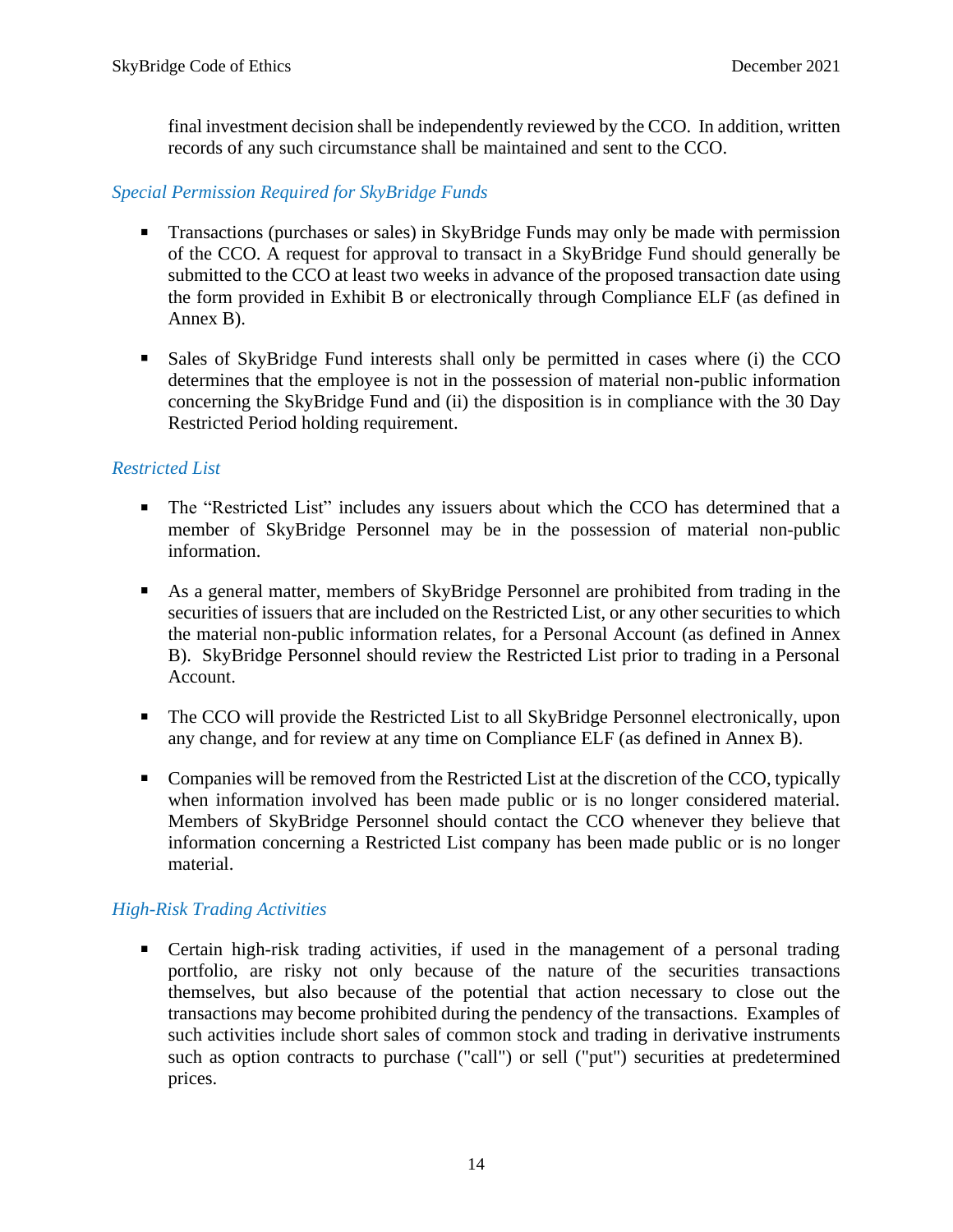final investment decision shall be independently reviewed by the CCO. In addition, written records of any such circumstance shall be maintained and sent to the CCO.

### *Special Permission Required for SkyBridge Funds*

- Transactions (purchases or sales) in SkyBridge Funds may only be made with permission of the CCO. A request for approval to transact in a SkyBridge Fund should generally be submitted to the CCO at least two weeks in advance of the proposed transaction date using the form provided in Exhibit B or electronically through Compliance ELF (as defined in Annex B).

- Sales of SkyBridge Fund interests shall only be permitted in cases where (i) the CCO determines that the employee is not in the possession of material non-public information concerning the SkyBridge Fund and (ii) the disposition is in compliance with the 30 Day Restricted Period holding requirement.

### *Restricted List*

- The "Restricted List" includes any issuers about which the CCO has determined that a member of SkyBridge Personnel may be in the possession of material non-public information.

- As a general matter, members of SkyBridge Personnel are prohibited from trading in the securities of issuers that are included on the Restricted List, or any other securities to which the material non-public information relates, for a Personal Account (as defined in Annex B). SkyBridge Personnel should review the Restricted List prior to trading in a Personal Account.

- The CCO will provide the Restricted List to all SkyBridge Personnel electronically, upon any change, and for review at any time on Compliance ELF (as defined in Annex B).

- Companies will be removed from the Restricted List at the discretion of the CCO, typically when information involved has been made public or is no longer considered material. Members of SkyBridge Personnel should contact the CCO whenever they believe that information concerning a Restricted List company has been made public or is no longer material.

### *High-Risk Trading Activities*

- Certain high-risk trading activities, if used in the management of a personal trading portfolio, are risky not only because of the nature of the securities transactions themselves, but also because of the potential that action necessary to close out the transactions may become prohibited during the pendency of the transactions. Examples of such activities include short sales of common stock and trading in derivative instruments such as option contracts to purchase ("call") or sell ("put") securities at predetermined prices.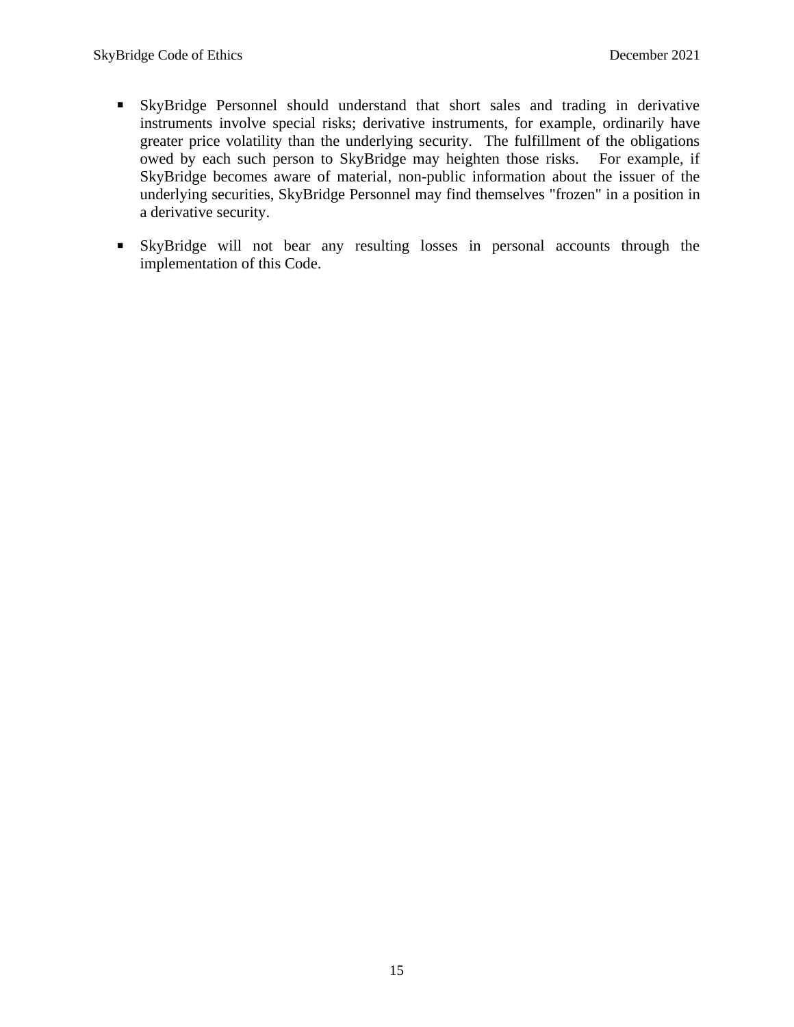- SkyBridge Personnel should understand that short sales and trading in derivative instruments involve special risks; derivative instruments, for example, ordinarily have greater price volatility than the underlying security. The fulfillment of the obligations owed by each such person to SkyBridge may heighten those risks. For example, if SkyBridge becomes aware of material, non-public information about the issuer of the underlying securities, SkyBridge Personnel may find themselves "frozen" in a position in a derivative security.

- SkyBridge will not bear any resulting losses in personal accounts through the implementation of this Code.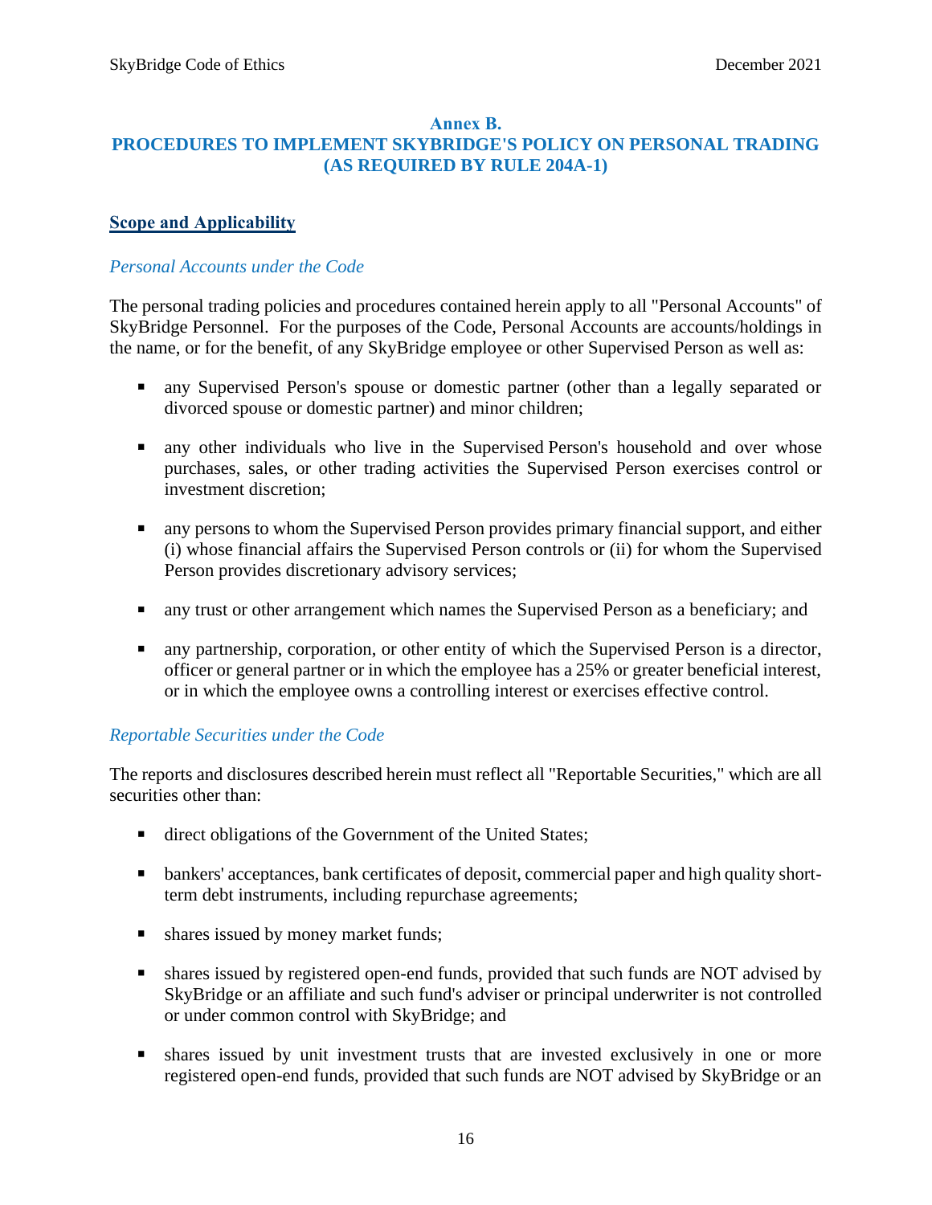## Annex B.
## PROCEDURES TO IMPLEMENT SKYBRIDGE'S POLICY ON PERSONAL TRADING (AS REQUIRED BY RULE 204A-1)

### Scope and Applicability

*Personal Accounts under the Code*

The personal trading policies and procedures contained herein apply to all "Personal Accounts" of SkyBridge Personnel. For the purposes of the Code, Personal Accounts are accounts/holdings in the name, or for the benefit, of any SkyBridge employee or other Supervised Person as well as:

- any Supervised Person's spouse or domestic partner (other than a legally separated or divorced spouse or domestic partner) and minor children;
- any other individuals who live in the Supervised Person's household and over whose purchases, sales, or other trading activities the Supervised Person exercises control or investment discretion;
- any persons to whom the Supervised Person provides primary financial support, and either (i) whose financial affairs the Supervised Person controls or (ii) for whom the Supervised Person provides discretionary advisory services;
- any trust or other arrangement which names the Supervised Person as a beneficiary; and
- any partnership, corporation, or other entity of which the Supervised Person is a director, officer or general partner or in which the employee has a 25% or greater beneficial interest, or in which the employee owns a controlling interest or exercises effective control.

*Reportable Securities under the Code*

The reports and disclosures described herein must reflect all "Reportable Securities," which are all securities other than:

- direct obligations of the Government of the United States;
- bankers' acceptances, bank certificates of deposit, commercial paper and high quality short-term debt instruments, including repurchase agreements;
- shares issued by money market funds;
- shares issued by registered open-end funds, provided that such funds are NOT advised by SkyBridge or an affiliate and such fund's adviser or principal underwriter is not controlled or under common control with SkyBridge; and
- shares issued by unit investment trusts that are invested exclusively in one or more registered open-end funds, provided that such funds are NOT advised by SkyBridge or an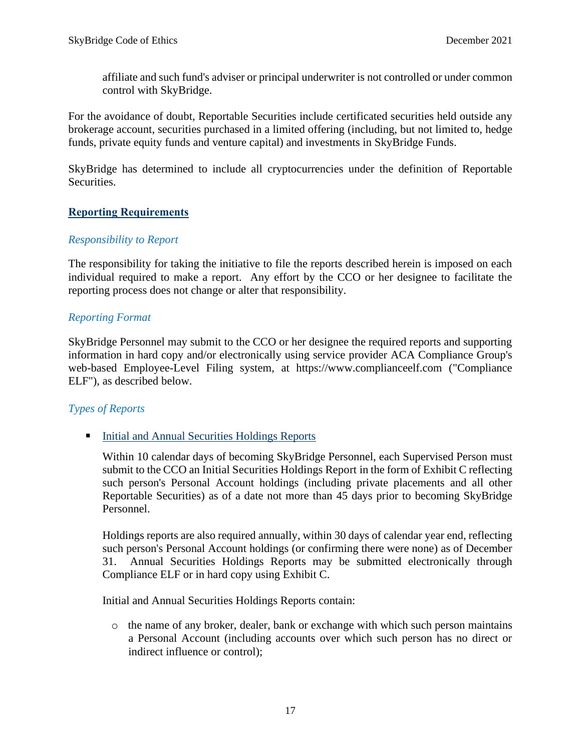affiliate and such fund's adviser or principal underwriter is not controlled or under common control with SkyBridge.

For the avoidance of doubt, Reportable Securities include certificated securities held outside any brokerage account, securities purchased in a limited offering (including, but not limited to, hedge funds, private equity funds and venture capital) and investments in SkyBridge Funds.

SkyBridge has determined to include all cryptocurrencies under the definition of Reportable Securities.

## Reporting Requirements

### *Responsibility to Report*

The responsibility for taking the initiative to file the reports described herein is imposed on each individual required to make a report. Any effort by the CCO or her designee to facilitate the reporting process does not change or alter that responsibility.

### *Reporting Format*

SkyBridge Personnel may submit to the CCO or her designee the required reports and supporting information in hard copy and/or electronically using service provider ACA Compliance Group's web-based Employee-Level Filing system, at https://www.complianceelf.com ("Compliance ELF"), as described below.

### *Types of Reports*

- Initial and Annual Securities Holdings Reports

  Within 10 calendar days of becoming SkyBridge Personnel, each Supervised Person must submit to the CCO an Initial Securities Holdings Report in the form of Exhibit C reflecting such person's Personal Account holdings (including private placements and all other Reportable Securities) as of a date not more than 45 days prior to becoming SkyBridge Personnel.

  Holdings reports are also required annually, within 30 days of calendar year end, reflecting such person's Personal Account holdings (or confirming there were none) as of December 31. Annual Securities Holdings Reports may be submitted electronically through Compliance ELF or in hard copy using Exhibit C.

  Initial and Annual Securities Holdings Reports contain:

  - the name of any broker, dealer, bank or exchange with which such person maintains a Personal Account (including accounts over which such person has no direct or indirect influence or control);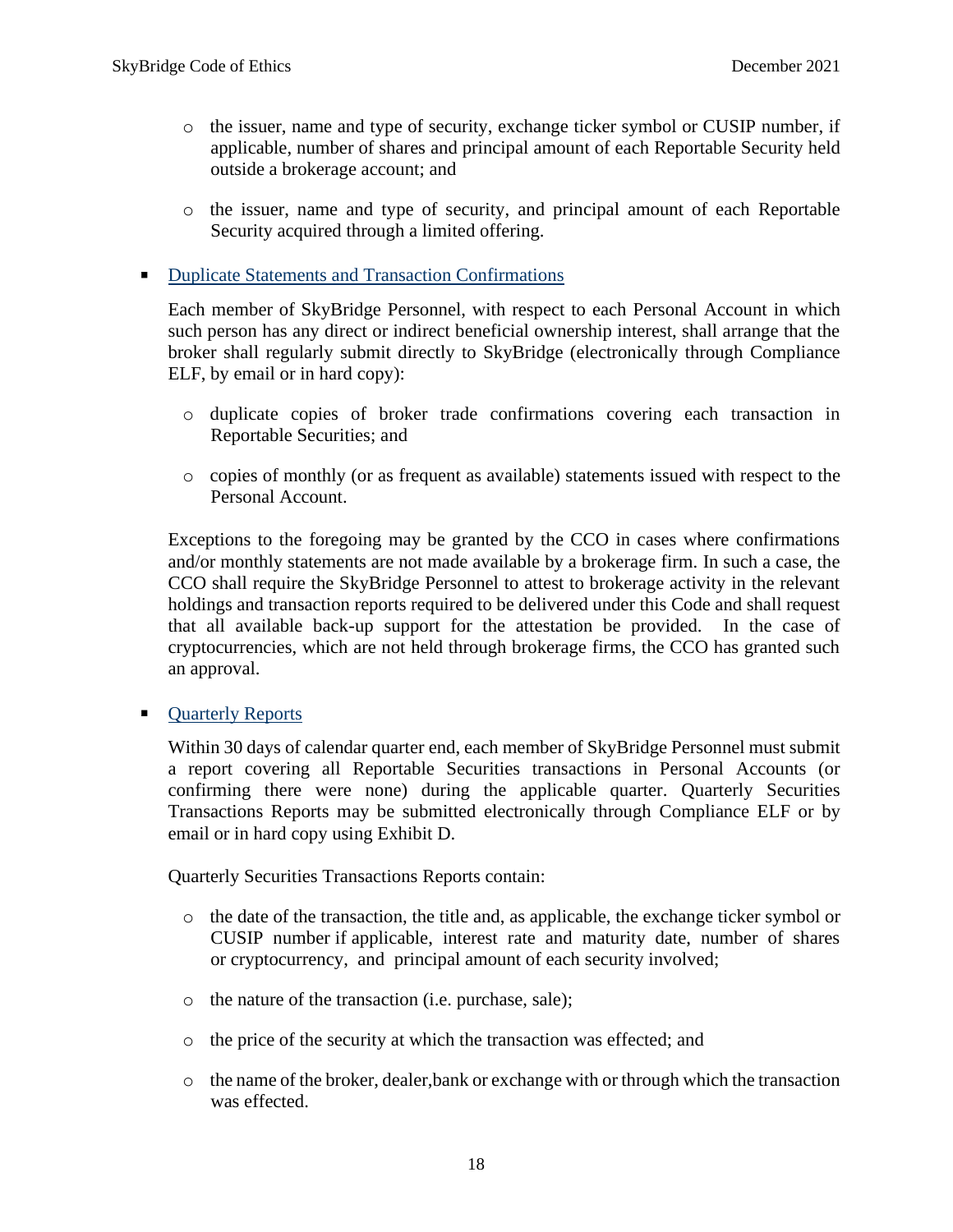- the issuer, name and type of security, exchange ticker symbol or CUSIP number, if applicable, number of shares and principal amount of each Reportable Security held outside a brokerage account; and

- the issuer, name and type of security, and principal amount of each Reportable Security acquired through a limited offering.

- Duplicate Statements and Transaction Confirmations

  Each member of SkyBridge Personnel, with respect to each Personal Account in which such person has any direct or indirect beneficial ownership interest, shall arrange that the broker shall regularly submit directly to SkyBridge (electronically through Compliance ELF, by email or in hard copy):

  - duplicate copies of broker trade confirmations covering each transaction in Reportable Securities; and

  - copies of monthly (or as frequent as available) statements issued with respect to the Personal Account.

  Exceptions to the foregoing may be granted by the CCO in cases where confirmations and/or monthly statements are not made available by a brokerage firm. In such a case, the CCO shall require the SkyBridge Personnel to attest to brokerage activity in the relevant holdings and transaction reports required to be delivered under this Code and shall request that all available back-up support for the attestation be provided. In the case of cryptocurrencies, which are not held through brokerage firms, the CCO has granted such an approval.

- Quarterly Reports

  Within 30 days of calendar quarter end, each member of SkyBridge Personnel must submit a report covering all Reportable Securities transactions in Personal Accounts (or confirming there were none) during the applicable quarter. Quarterly Securities Transactions Reports may be submitted electronically through Compliance ELF or by email or in hard copy using Exhibit D.

  Quarterly Securities Transactions Reports contain:

  - the date of the transaction, the title and, as applicable, the exchange ticker symbol or CUSIP number if applicable, interest rate and maturity date, number of shares or cryptocurrency, and principal amount of each security involved;

  - the nature of the transaction (i.e. purchase, sale);

  - the price of the security at which the transaction was effected; and

  - the name of the broker, dealer,bank or exchange with or through which the transaction was effected.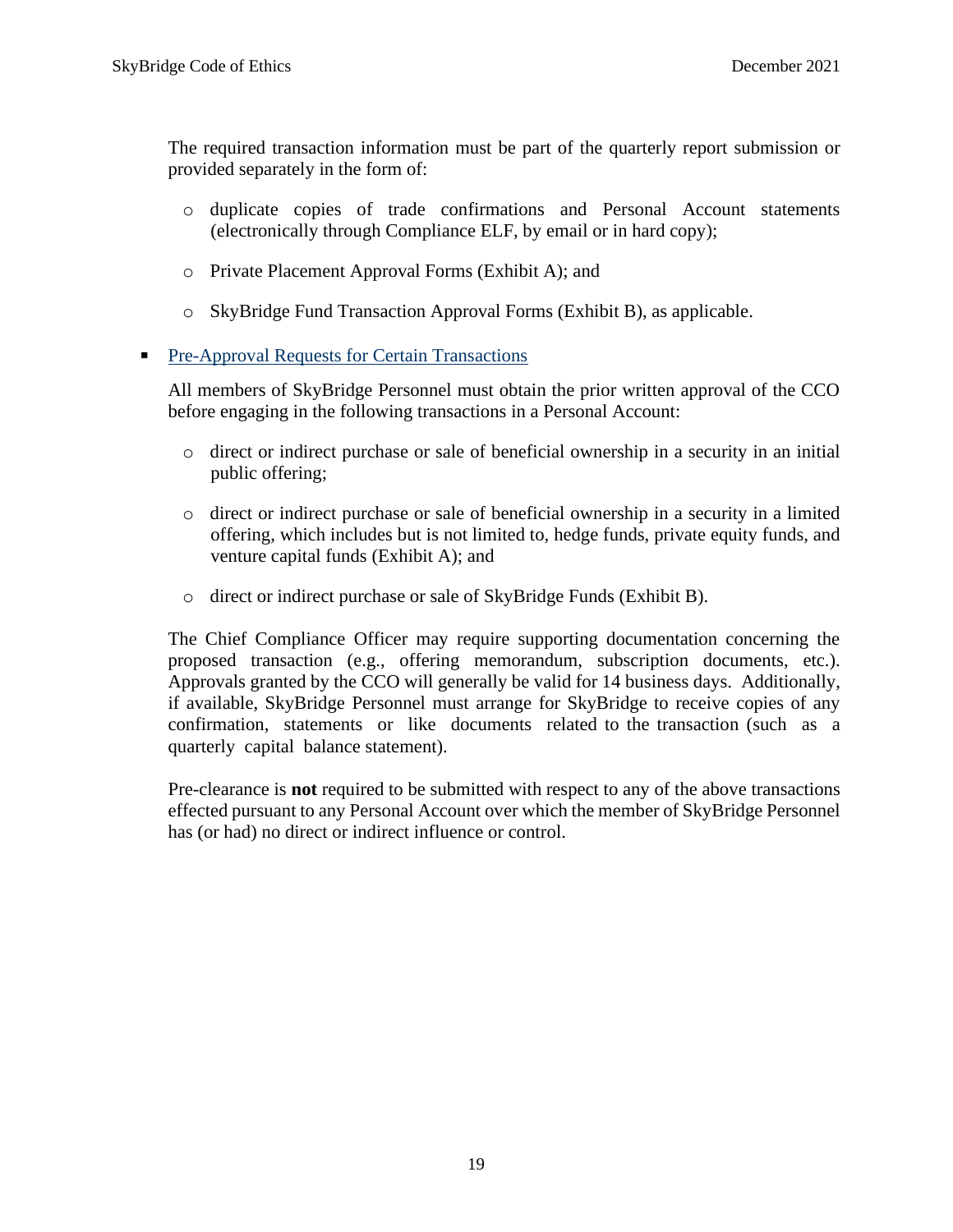The required transaction information must be part of the quarterly report submission or provided separately in the form of:

- duplicate copies of trade confirmations and Personal Account statements (electronically through Compliance ELF, by email or in hard copy);
- Private Placement Approval Forms (Exhibit A); and
- SkyBridge Fund Transaction Approval Forms (Exhibit B), as applicable.

- Pre-Approval Requests for Certain Transactions

  All members of SkyBridge Personnel must obtain the prior written approval of the CCO before engaging in the following transactions in a Personal Account:

  - direct or indirect purchase or sale of beneficial ownership in a security in an initial public offering;
  - direct or indirect purchase or sale of beneficial ownership in a security in a limited offering, which includes but is not limited to, hedge funds, private equity funds, and venture capital funds (Exhibit A); and
  - direct or indirect purchase or sale of SkyBridge Funds (Exhibit B).

  The Chief Compliance Officer may require supporting documentation concerning the proposed transaction (e.g., offering memorandum, subscription documents, etc.). Approvals granted by the CCO will generally be valid for 14 business days. Additionally, if available, SkyBridge Personnel must arrange for SkyBridge to receive copies of any confirmation, statements or like documents related to the transaction (such as a quarterly capital balance statement).

  Pre-clearance is **not** required to be submitted with respect to any of the above transactions effected pursuant to any Personal Account over which the member of SkyBridge Personnel has (or had) no direct or indirect influence or control.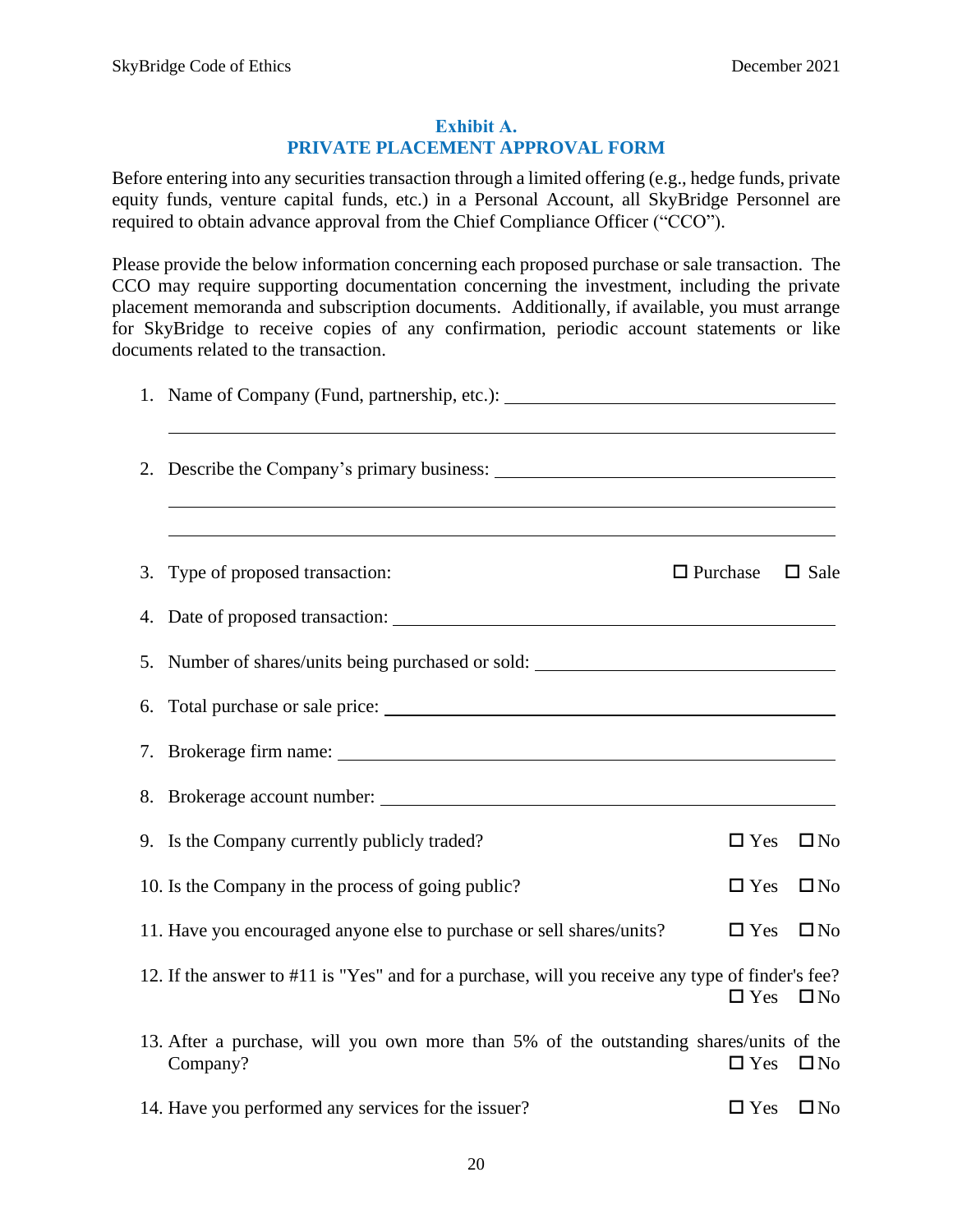## Exhibit A.
## PRIVATE PLACEMENT APPROVAL FORM

Before entering into any securities transaction through a limited offering (e.g., hedge funds, private equity funds, venture capital funds, etc.) in a Personal Account, all SkyBridge Personnel are required to obtain advance approval from the Chief Compliance Officer ("CCO").

Please provide the below information concerning each proposed purchase or sale transaction. The CCO may require supporting documentation concerning the investment, including the private placement memoranda and subscription documents. Additionally, if available, you must arrange for SkyBridge to receive copies of any confirmation, periodic account statements or like documents related to the transaction.

1. Name of Company (Fund, partnership, etc.): ____________________________________

   ______________________________________________________________________

2. Describe the Company's primary business: ____________________________________

   ______________________________________________________________________

   ______________________________________________________________________

3. Type of proposed transaction: ☐ Purchase ☐ Sale

4. Date of proposed transaction: ______________________________________________

5. Number of shares/units being purchased or sold: ______________________________

6. Total purchase or sale price: ______________________________________________

7. Brokerage firm name: ____________________________________________________

8. Brokerage account number: _______________________________________________

9. Is the Company currently publicly traded? ☐ Yes ☐ No

10. Is the Company in the process of going public? ☐ Yes ☐ No

11. Have you encouraged anyone else to purchase or sell shares/units? ☐ Yes ☐ No

12. If the answer to #11 is "Yes" and for a purchase, will you receive any type of finder's fee? ☐ Yes ☐ No

13. After a purchase, will you own more than 5% of the outstanding shares/units of the Company? ☐ Yes ☐ No

14. Have you performed any services for the issuer? ☐ Yes ☐ No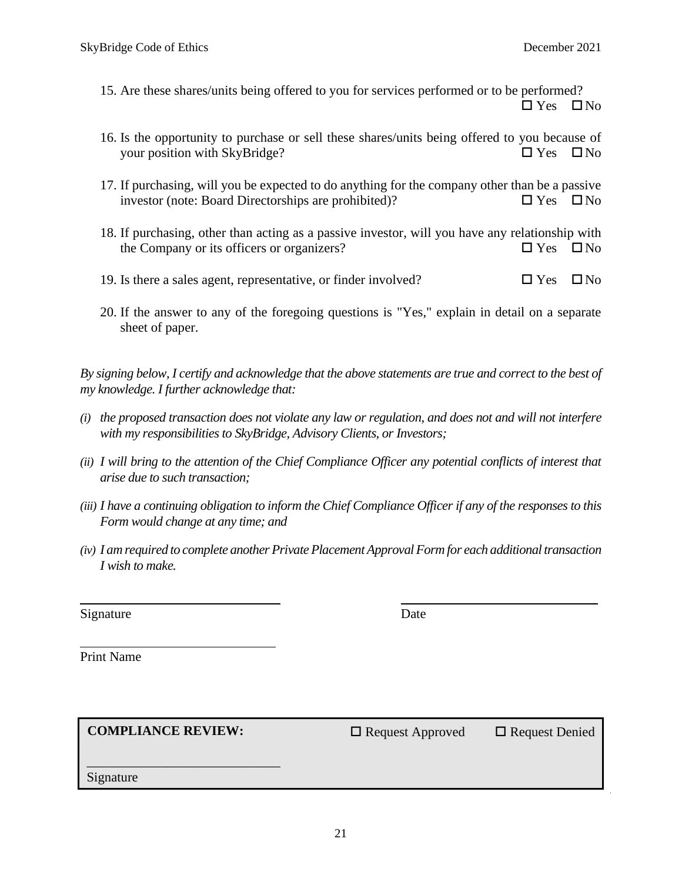15. Are these shares/units being offered to you for services performed or to be performed? ☐ Yes ☐ No

16. Is the opportunity to purchase or sell these shares/units being offered to you because of your position with SkyBridge? ☐ Yes ☐ No

17. If purchasing, will you be expected to do anything for the company other than be a passive investor (note: Board Directorships are prohibited)? ☐ Yes ☐ No

18. If purchasing, other than acting as a passive investor, will you have any relationship with the Company or its officers or organizers? ☐ Yes ☐ No

19. Is there a sales agent, representative, or finder involved? ☐ Yes ☐ No

20. If the answer to any of the foregoing questions is "Yes," explain in detail on a separate sheet of paper.

*By signing below, I certify and acknowledge that the above statements are true and correct to the best of my knowledge. I further acknowledge that:*

*(i) the proposed transaction does not violate any law or regulation, and does not and will not interfere with my responsibilities to SkyBridge, Advisory Clients, or Investors;*

*(ii) I will bring to the attention of the Chief Compliance Officer any potential conflicts of interest that arise due to such transaction;*

*(iii) I have a continuing obligation to inform the Chief Compliance Officer if any of the responses to this Form would change at any time; and*

*(iv) I am required to complete another Private Placement Approval Form for each additional transaction I wish to make.*

\_\_\_\_\_\_\_\_\_\_\_\_\_\_\_\_\_\_\_\_\_\_\_\_\_\_\_\_ \_\_\_\_\_\_\_\_\_\_\_\_\_\_\_\_\_\_\_\_\_\_\_\_\_\_\_\_

Signature Date

\_\_\_\_\_\_\_\_\_\_\_\_\_\_\_\_\_\_\_\_\_\_\_\_\_\_\_\_

Print Name

**COMPLIANCE REVIEW:** ☐ Request Approved ☐ Request Denied

\_\_\_\_\_\_\_\_\_\_\_\_\_\_\_\_\_\_\_\_\_\_\_\_\_\_\_\_

Signature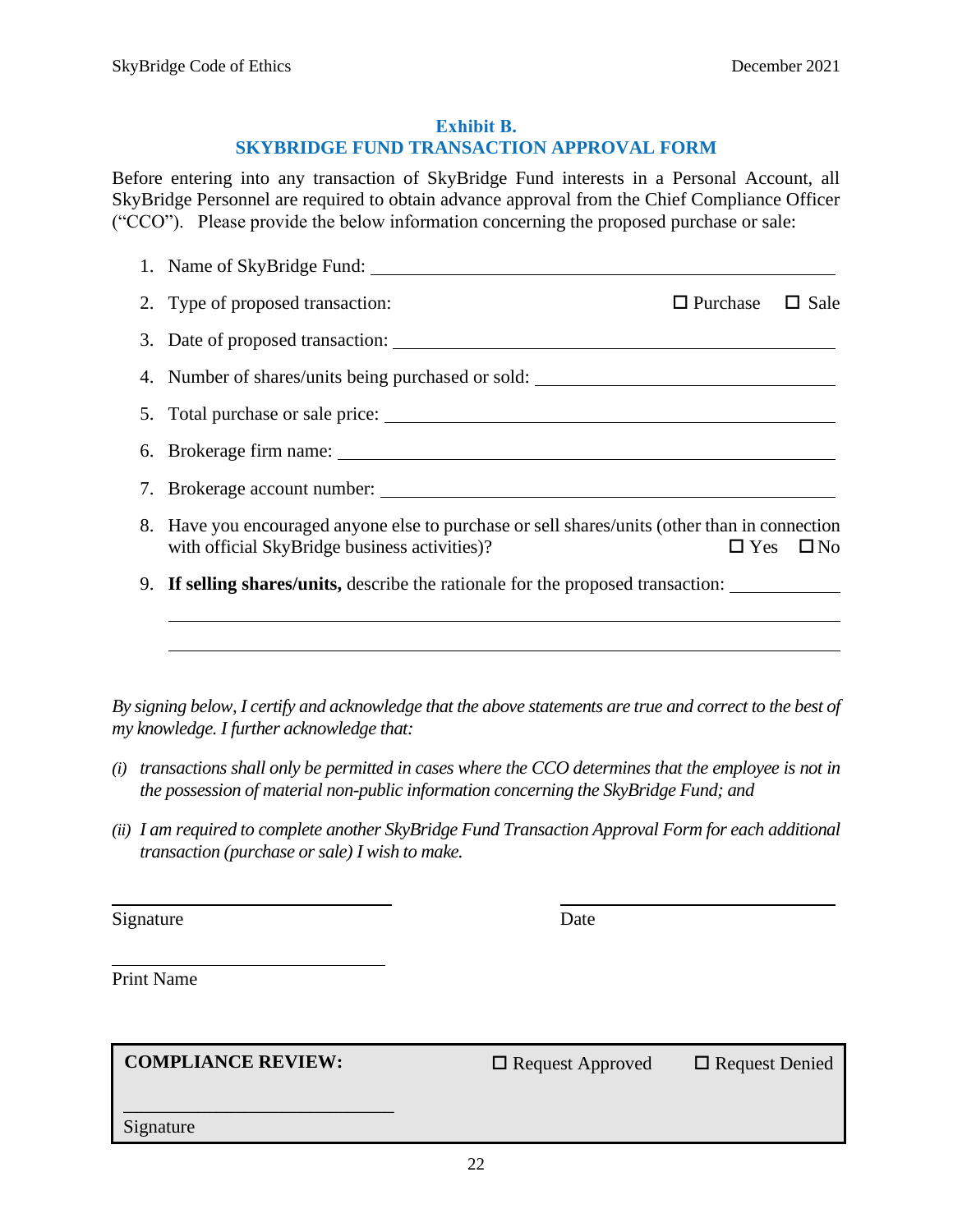## Exhibit B.
## SKYBRIDGE FUND TRANSACTION APPROVAL FORM

Before entering into any transaction of SkyBridge Fund interests in a Personal Account, all SkyBridge Personnel are required to obtain advance approval from the Chief Compliance Officer ("CCO"). Please provide the below information concerning the proposed purchase or sale:

1. Name of SkyBridge Fund: ______________________________
2. Type of proposed transaction: ☐ Purchase ☐ Sale
3. Date of proposed transaction: ______________________________
4. Number of shares/units being purchased or sold: ______________________________
5. Total purchase or sale price: ______________________________
6. Brokerage firm name: ______________________________
7. Brokerage account number: ______________________________
8. Have you encouraged anyone else to purchase or sell shares/units (other than in connection with official SkyBridge business activities)? ☐ Yes ☐ No
9. **If selling shares/units,** describe the rationale for the proposed transaction: ____________

   ______________________________________________________________

   ______________________________________________________________

*By signing below, I certify and acknowledge that the above statements are true and correct to the best of my knowledge. I further acknowledge that:*

*(i) transactions shall only be permitted in cases where the CCO determines that the employee is not in the possession of material non-public information concerning the SkyBridge Fund; and*

*(ii) I am required to complete another SkyBridge Fund Transaction Approval Form for each additional transaction (purchase or sale) I wish to make.*

______________________________ ______________________________

Signature Date

______________________________

Print Name

**COMPLIANCE REVIEW:** ☐ Request Approved ☐ Request Denied

______________________________

Signature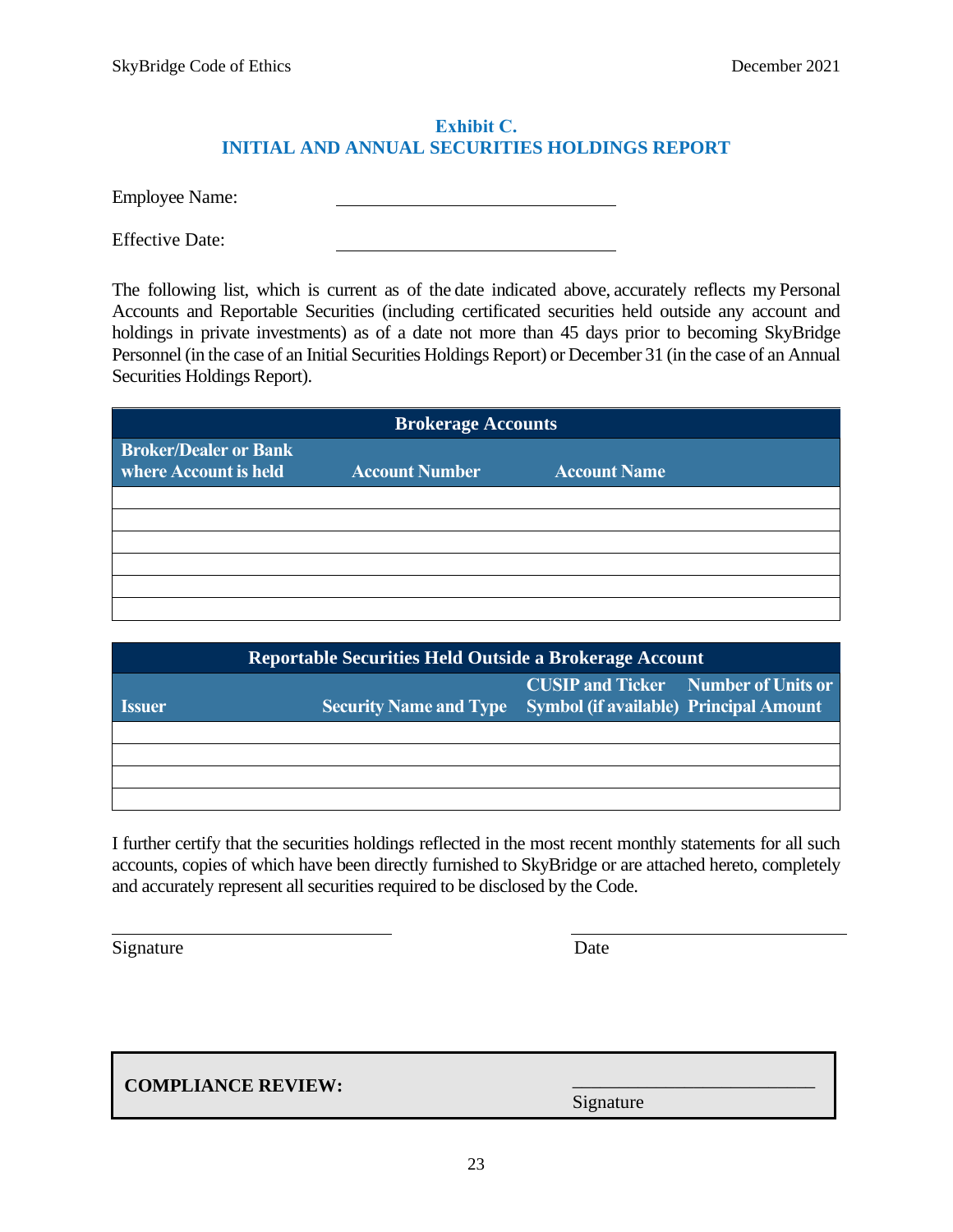## Exhibit C.
## INITIAL AND ANNUAL SECURITIES HOLDINGS REPORT

Employee Name: ______________________________

Effective Date: ______________________________

The following list, which is current as of the date indicated above, accurately reflects my Personal Accounts and Reportable Securities (including certificated securities held outside any account and holdings in private investments) as of a date not more than 45 days prior to becoming SkyBridge Personnel (in the case of an Initial Securities Holdings Report) or December 31 (in the case of an Annual Securities Holdings Report).

| Brokerage Accounts | | |
|---|---|---|
| **Broker/Dealer or Bank where Account is held** | **Account Number** | **Account Name** |
| | | |
| | | |
| | | |
| | | |
| | | |
| | | |

| Reportable Securities Held Outside a Brokerage Account | | | |
|---|---|---|---|
| **Issuer** | **Security Name and Type** | **CUSIP and Ticker Symbol (if available)** | **Number of Units or Principal Amount** |
| | | | |
| | | | |
| | | | |
| | | | |

I further certify that the securities holdings reflected in the most recent monthly statements for all such accounts, copies of which have been directly furnished to SkyBridge or are attached hereto, completely and accurately represent all securities required to be disclosed by the Code.

______________________________ ______________________________
Signature Date

**COMPLIANCE REVIEW:** ______________________________
Signature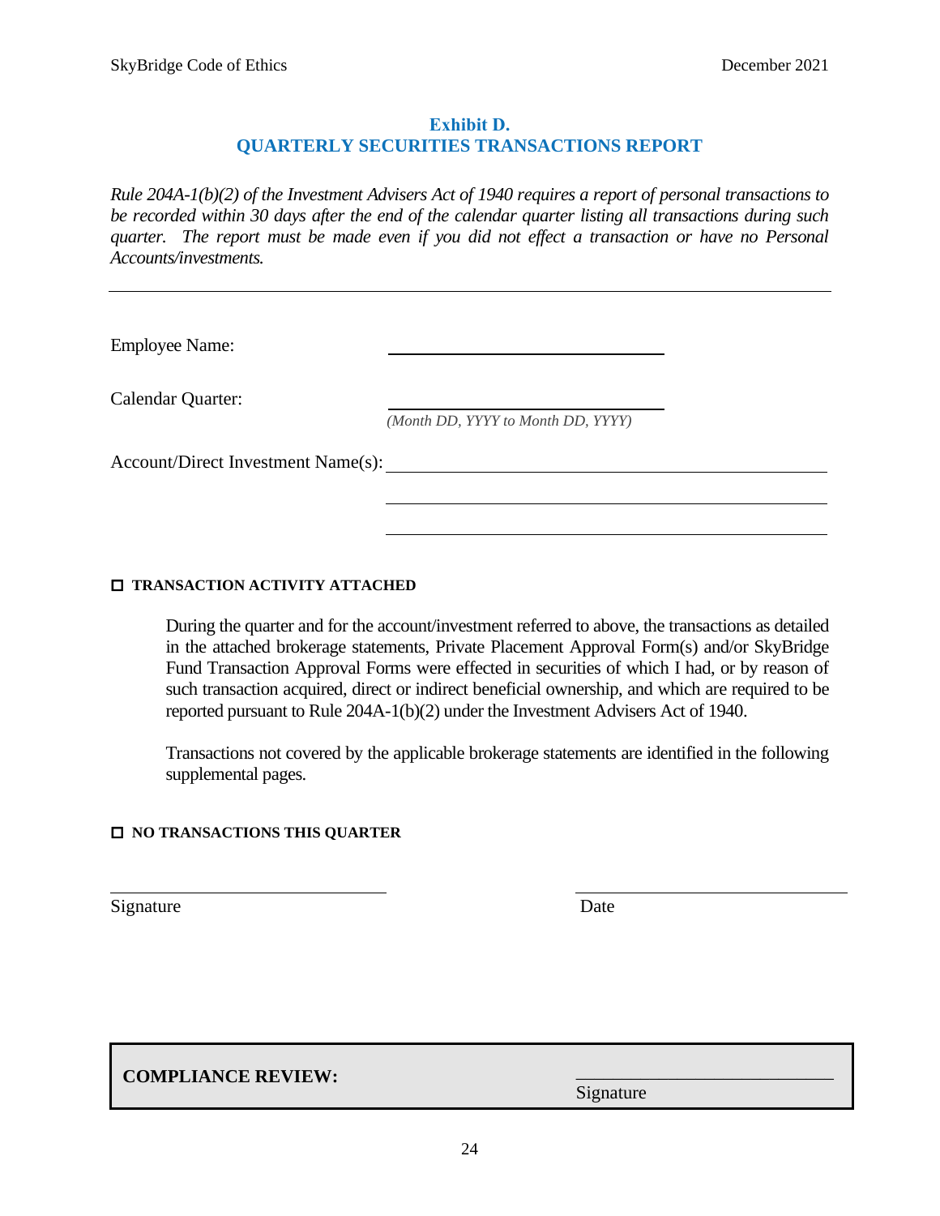## Exhibit D.
## QUARTERLY SECURITIES TRANSACTIONS REPORT

*Rule 204A-1(b)(2) of the Investment Advisers Act of 1940 requires a report of personal transactions to be recorded within 30 days after the end of the calendar quarter listing all transactions during such quarter. The report must be made even if you did not effect a transaction or have no Personal Accounts/investments.*

---

Employee Name: ______________________________

Calendar Quarter: ______________________________
*(Month DD, YYYY to Month DD, YYYY)*

Account/Direct Investment Name(s): ______________________________

______________________________

______________________________

☐ **TRANSACTION ACTIVITY ATTACHED**

> During the quarter and for the account/investment referred to above, the transactions as detailed in the attached brokerage statements, Private Placement Approval Form(s) and/or SkyBridge Fund Transaction Approval Forms were effected in securities of which I had, or by reason of such transaction acquired, direct or indirect beneficial ownership, and which are required to be reported pursuant to Rule 204A-1(b)(2) under the Investment Advisers Act of 1940.
>
> Transactions not covered by the applicable brokerage statements are identified in the following supplemental pages.

☐ **NO TRANSACTIONS THIS QUARTER**

______________________________ ______________________________
Signature Date

**COMPLIANCE REVIEW:** ______________________________
Signature